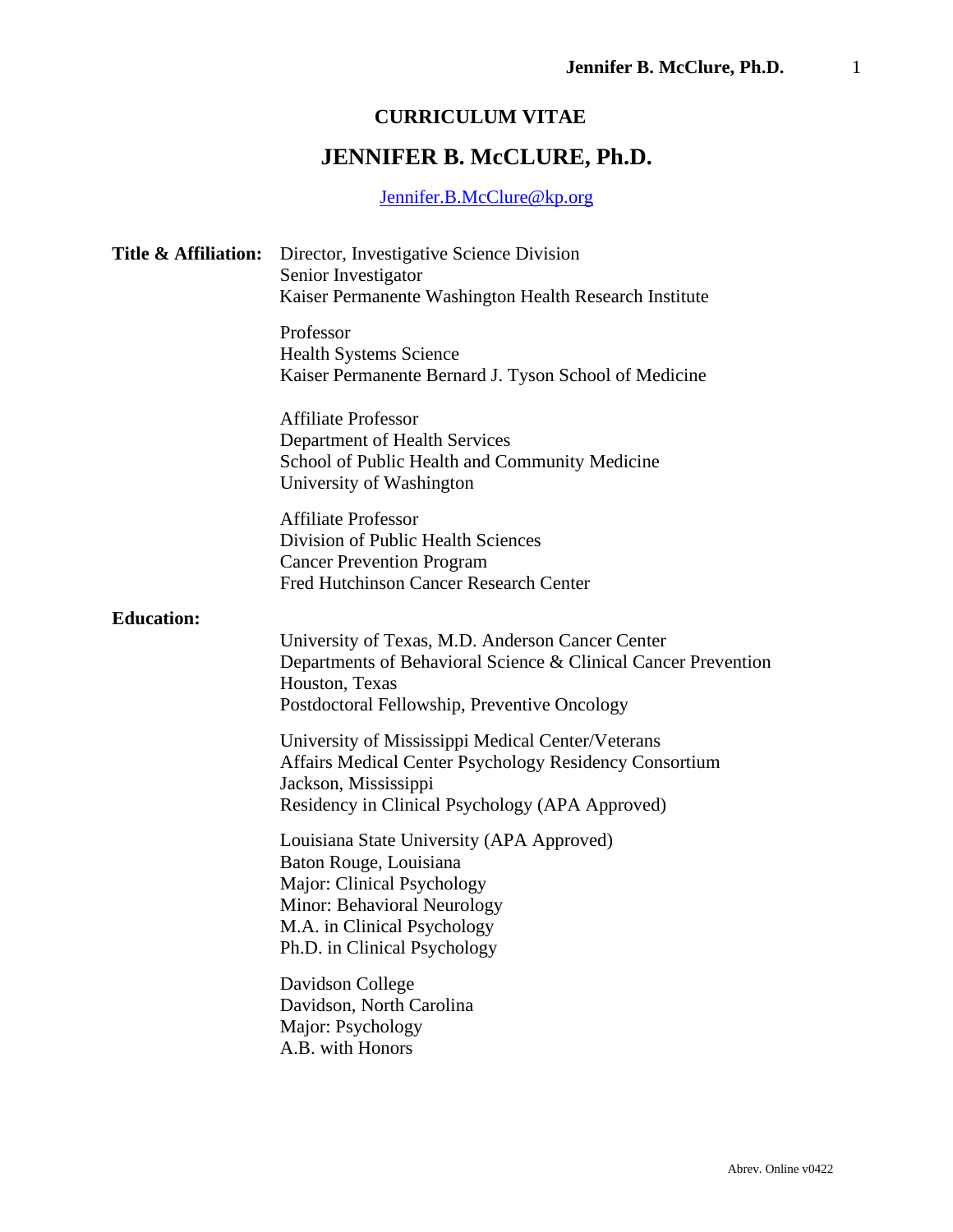# CURRICULUM VITAE

# JENNIFER B. McCLURE, Ph.D.

Jennifer.B.McClure@kp.org

**Title & Affiliation:**

Director, Investigative Science Division
Senior Investigator
Kaiser Permanente Washington Health Research Institute

Professor
Health Systems Science
Kaiser Permanente Bernard J. Tyson School of Medicine

Affiliate Professor
Department of Health Services
School of Public Health and Community Medicine
University of Washington

Affiliate Professor
Division of Public Health Sciences
Cancer Prevention Program
Fred Hutchinson Cancer Research Center

**Education:**

University of Texas, M.D. Anderson Cancer Center
Departments of Behavioral Science & Clinical Cancer Prevention
Houston, Texas
Postdoctoral Fellowship, Preventive Oncology

University of Mississippi Medical Center/Veterans Affairs Medical Center Psychology Residency Consortium
Jackson, Mississippi
Residency in Clinical Psychology (APA Approved)

Louisiana State University (APA Approved)
Baton Rouge, Louisiana
Major: Clinical Psychology
Minor: Behavioral Neurology
M.A. in Clinical Psychology
Ph.D. in Clinical Psychology

Davidson College
Davidson, North Carolina
Major: Psychology
A.B. with Honors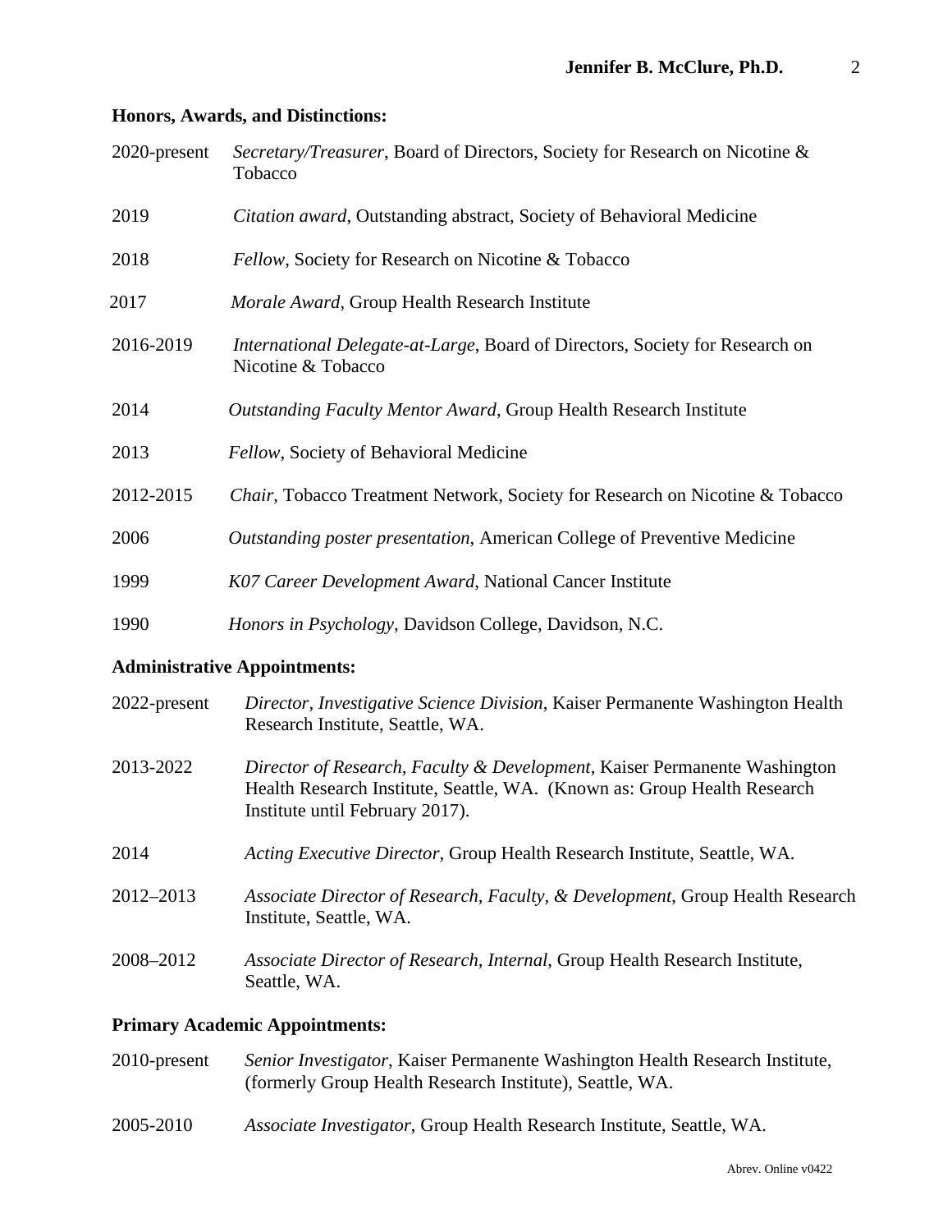## Honors, Awards, and Distinctions:

2020-present *Secretary/Treasurer*, Board of Directors, Society for Research on Nicotine & Tobacco

2019 *Citation award*, Outstanding abstract, Society of Behavioral Medicine

2018 *Fellow*, Society for Research on Nicotine & Tobacco

2017 *Morale Award*, Group Health Research Institute

2016-2019 *International Delegate-at-Large*, Board of Directors, Society for Research on Nicotine & Tobacco

2014 *Outstanding Faculty Mentor Award*, Group Health Research Institute

2013 *Fellow*, Society of Behavioral Medicine

2012-2015 *Chair*, Tobacco Treatment Network, Society for Research on Nicotine & Tobacco

2006 *Outstanding poster presentation*, American College of Preventive Medicine

1999 *K07 Career Development Award*, National Cancer Institute

1990 *Honors in Psychology*, Davidson College, Davidson, N.C.

## Administrative Appointments:

2022-present *Director, Investigative Science Division*, Kaiser Permanente Washington Health Research Institute, Seattle, WA.

2013-2022 *Director of Research, Faculty & Development*, Kaiser Permanente Washington Health Research Institute, Seattle, WA. (Known as: Group Health Research Institute until February 2017).

2014 *Acting Executive Director*, Group Health Research Institute, Seattle, WA.

2012–2013 *Associate Director of Research, Faculty, & Development*, Group Health Research Institute, Seattle, WA.

2008–2012 *Associate Director of Research, Internal*, Group Health Research Institute, Seattle, WA.

## Primary Academic Appointments:

2010-present *Senior Investigator*, Kaiser Permanente Washington Health Research Institute, (formerly Group Health Research Institute), Seattle, WA.

2005-2010 *Associate Investigator*, Group Health Research Institute, Seattle, WA.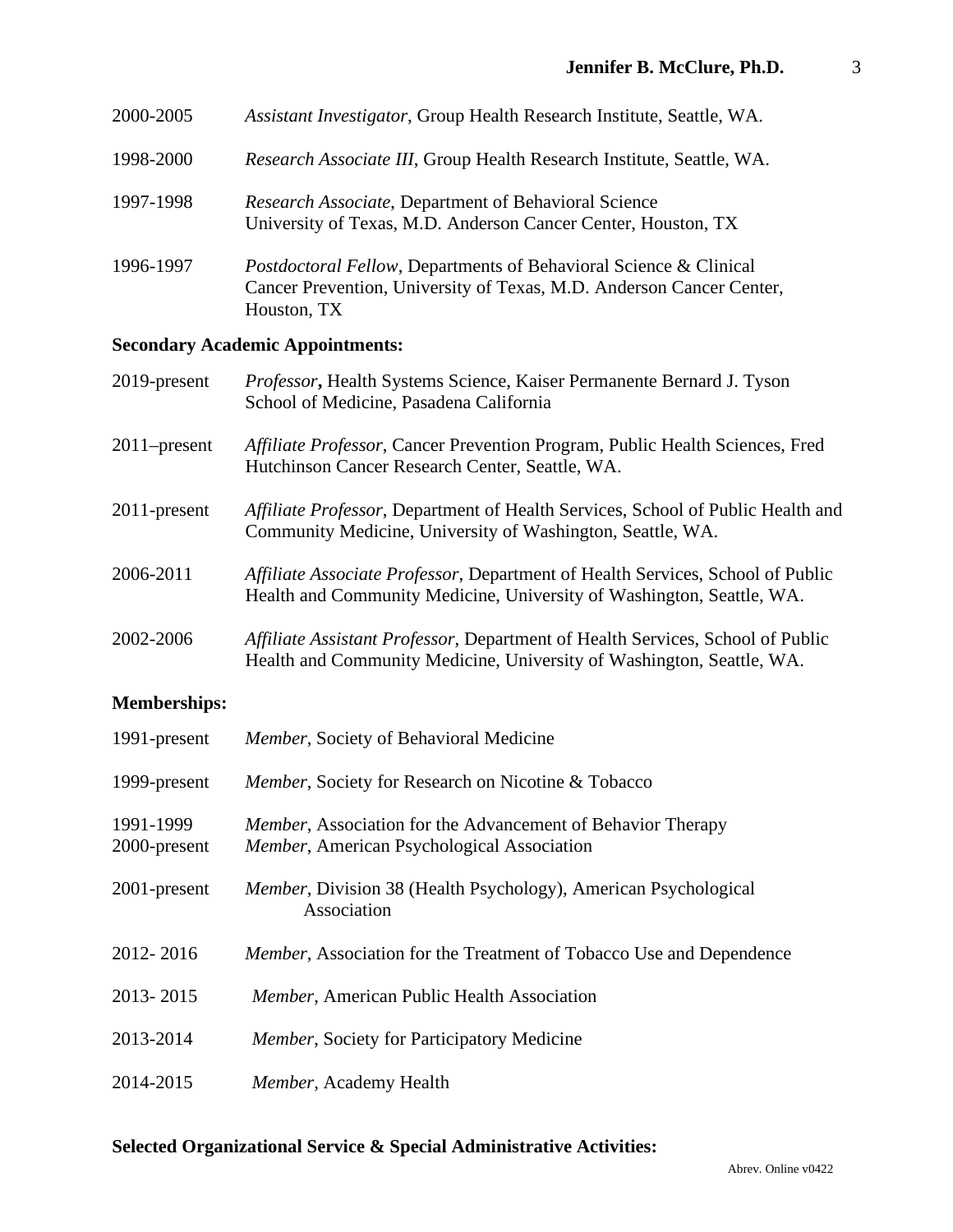2000-2005 *Assistant Investigator*, Group Health Research Institute, Seattle, WA.

1998-2000 *Research Associate III*, Group Health Research Institute, Seattle, WA.

1997-1998 *Research Associate*, Department of Behavioral Science
University of Texas, M.D. Anderson Cancer Center, Houston, TX

1996-1997 *Postdoctoral Fellow*, Departments of Behavioral Science & Clinical Cancer Prevention, University of Texas, M.D. Anderson Cancer Center, Houston, TX

**Secondary Academic Appointments:**

2019-present *Professor***,** Health Systems Science, Kaiser Permanente Bernard J. Tyson School of Medicine, Pasadena California

2011–present *Affiliate Professor*, Cancer Prevention Program, Public Health Sciences, Fred Hutchinson Cancer Research Center, Seattle, WA.

2011-present *Affiliate Professor*, Department of Health Services, School of Public Health and Community Medicine, University of Washington, Seattle, WA.

2006-2011 *Affiliate Associate Professor*, Department of Health Services, School of Public Health and Community Medicine, University of Washington, Seattle, WA.

2002-2006 *Affiliate Assistant Professor*, Department of Health Services, School of Public Health and Community Medicine, University of Washington, Seattle, WA.

**Memberships:**

1991-present *Member*, Society of Behavioral Medicine

1999-present *Member*, Society for Research on Nicotine & Tobacco

1991-1999 *Member*, Association for the Advancement of Behavior Therapy
2000-present *Member*, American Psychological Association

2001-present *Member*, Division 38 (Health Psychology), American Psychological Association

2012- 2016 *Member*, Association for the Treatment of Tobacco Use and Dependence

2013- 2015 *Member*, American Public Health Association

2013-2014 *Member*, Society for Participatory Medicine

2014-2015 *Member*, Academy Health

**Selected Organizational Service & Special Administrative Activities:**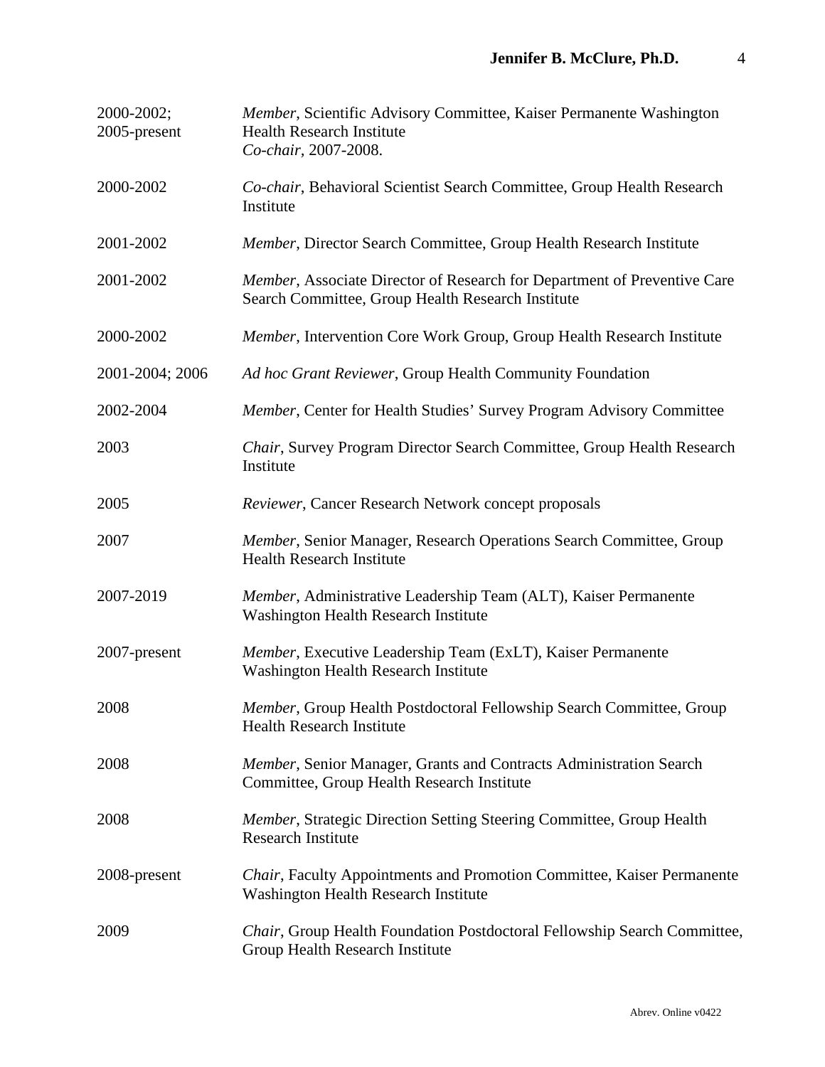| | |
|---|---|
| 2000-2002; 2005-present | *Member*, Scientific Advisory Committee, Kaiser Permanente Washington Health Research Institute<br>*Co-chair*, 2007-2008. |
| 2000-2002 | *Co-chair*, Behavioral Scientist Search Committee, Group Health Research Institute |
| 2001-2002 | *Member*, Director Search Committee, Group Health Research Institute |
| 2001-2002 | *Member*, Associate Director of Research for Department of Preventive Care Search Committee, Group Health Research Institute |
| 2000-2002 | *Member*, Intervention Core Work Group, Group Health Research Institute |
| 2001-2004; 2006 | *Ad hoc Grant Reviewer*, Group Health Community Foundation |
| 2002-2004 | *Member*, Center for Health Studies' Survey Program Advisory Committee |
| 2003 | *Chair*, Survey Program Director Search Committee, Group Health Research Institute |
| 2005 | *Reviewer*, Cancer Research Network concept proposals |
| 2007 | *Member*, Senior Manager, Research Operations Search Committee, Group Health Research Institute |
| 2007-2019 | *Member*, Administrative Leadership Team (ALT), Kaiser Permanente Washington Health Research Institute |
| 2007-present | *Member*, Executive Leadership Team (ExLT), Kaiser Permanente Washington Health Research Institute |
| 2008 | *Member*, Group Health Postdoctoral Fellowship Search Committee, Group Health Research Institute |
| 2008 | *Member*, Senior Manager, Grants and Contracts Administration Search Committee, Group Health Research Institute |
| 2008 | *Member*, Strategic Direction Setting Steering Committee, Group Health Research Institute |
| 2008-present | *Chair*, Faculty Appointments and Promotion Committee, Kaiser Permanente Washington Health Research Institute |
| 2009 | *Chair*, Group Health Foundation Postdoctoral Fellowship Search Committee, Group Health Research Institute |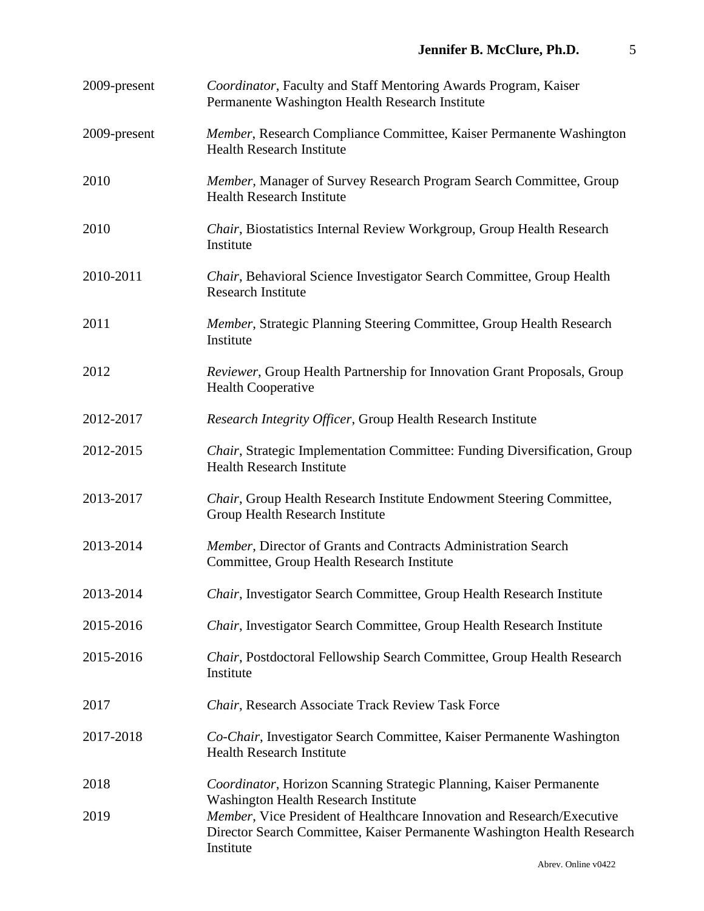| | |
|---|---|
| 2009-present | *Coordinator*, Faculty and Staff Mentoring Awards Program, Kaiser Permanente Washington Health Research Institute |
| 2009-present | *Member*, Research Compliance Committee, Kaiser Permanente Washington Health Research Institute |
| 2010 | *Member*, Manager of Survey Research Program Search Committee, Group Health Research Institute |
| 2010 | *Chair*, Biostatistics Internal Review Workgroup, Group Health Research Institute |
| 2010-2011 | *Chair*, Behavioral Science Investigator Search Committee, Group Health Research Institute |
| 2011 | *Member*, Strategic Planning Steering Committee, Group Health Research Institute |
| 2012 | *Reviewer*, Group Health Partnership for Innovation Grant Proposals, Group Health Cooperative |
| 2012-2017 | *Research Integrity Officer*, Group Health Research Institute |
| 2012-2015 | *Chair*, Strategic Implementation Committee: Funding Diversification, Group Health Research Institute |
| 2013-2017 | *Chair*, Group Health Research Institute Endowment Steering Committee, Group Health Research Institute |
| 2013-2014 | *Member*, Director of Grants and Contracts Administration Search Committee, Group Health Research Institute |
| 2013-2014 | *Chair*, Investigator Search Committee, Group Health Research Institute |
| 2015-2016 | *Chair*, Investigator Search Committee, Group Health Research Institute |
| 2015-2016 | *Chair*, Postdoctoral Fellowship Search Committee, Group Health Research Institute |
| 2017 | *Chair*, Research Associate Track Review Task Force |
| 2017-2018 | *Co-Chair*, Investigator Search Committee, Kaiser Permanente Washington Health Research Institute |
| 2018 | *Coordinator*, Horizon Scanning Strategic Planning, Kaiser Permanente Washington Health Research Institute |
| 2019 | *Member*, Vice President of Healthcare Innovation and Research/Executive Director Search Committee, Kaiser Permanente Washington Health Research Institute |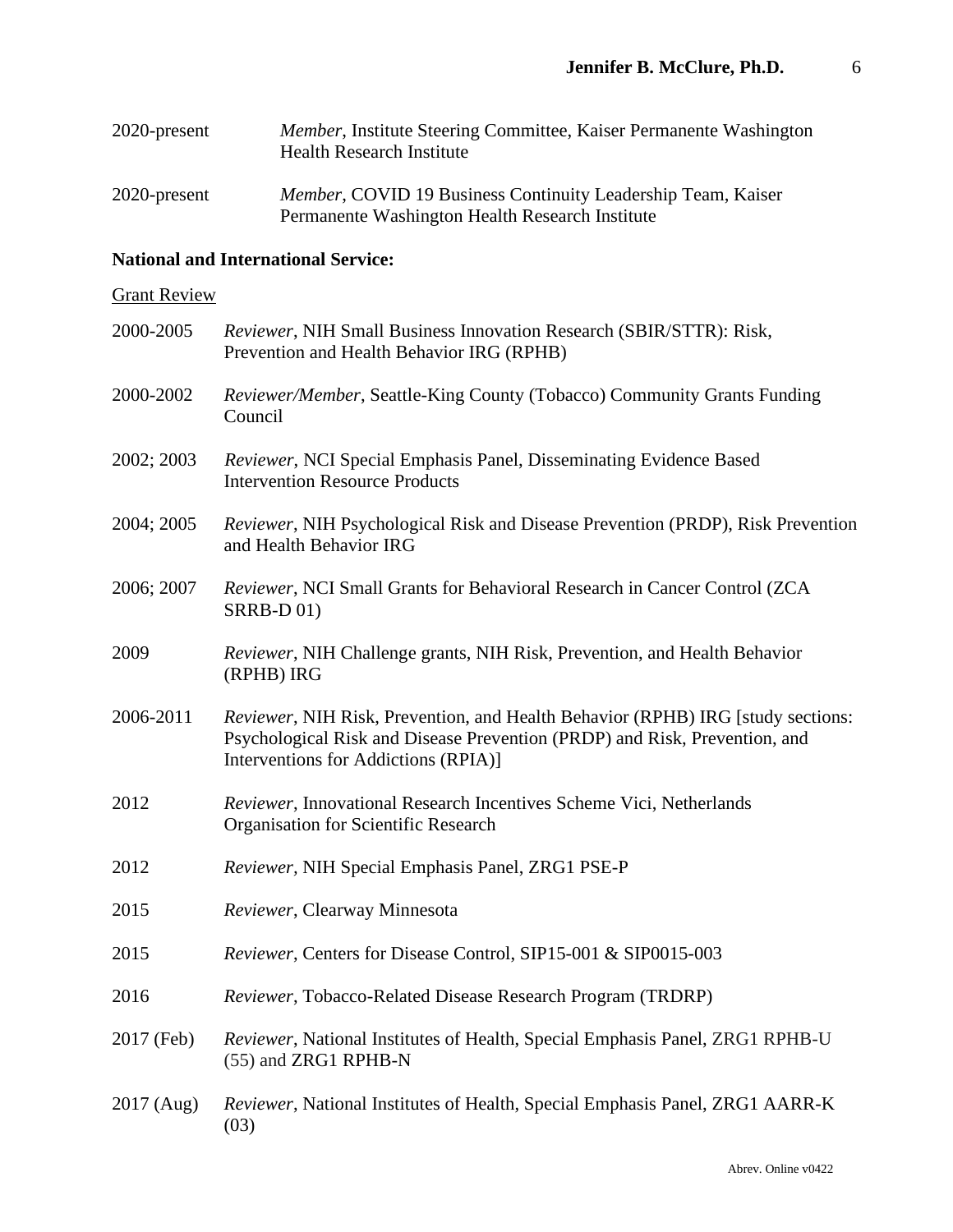2020-present *Member*, Institute Steering Committee, Kaiser Permanente Washington Health Research Institute

2020-present *Member*, COVID 19 Business Continuity Leadership Team, Kaiser Permanente Washington Health Research Institute

**National and International Service:**

Grant Review

2000-2005 *Reviewer*, NIH Small Business Innovation Research (SBIR/STTR): Risk, Prevention and Health Behavior IRG (RPHB)

2000-2002 *Reviewer/Member*, Seattle-King County (Tobacco) Community Grants Funding Council

2002; 2003 *Reviewer*, NCI Special Emphasis Panel, Disseminating Evidence Based Intervention Resource Products

2004; 2005 *Reviewer*, NIH Psychological Risk and Disease Prevention (PRDP), Risk Prevention and Health Behavior IRG

2006; 2007 *Reviewer*, NCI Small Grants for Behavioral Research in Cancer Control (ZCA SRRB-D 01)

2009 *Reviewer*, NIH Challenge grants, NIH Risk, Prevention, and Health Behavior (RPHB) IRG

2006-2011 *Reviewer*, NIH Risk, Prevention, and Health Behavior (RPHB) IRG [study sections: Psychological Risk and Disease Prevention (PRDP) and Risk, Prevention, and Interventions for Addictions (RPIA)]

2012 *Reviewer*, Innovational Research Incentives Scheme Vici, Netherlands Organisation for Scientific Research

2012 *Reviewer*, NIH Special Emphasis Panel, ZRG1 PSE-P

2015 *Reviewer*, Clearway Minnesota

2015 *Reviewer*, Centers for Disease Control, SIP15-001 & SIP0015-003

2016 *Reviewer*, Tobacco-Related Disease Research Program (TRDRP)

2017 (Feb) *Reviewer*, National Institutes of Health, Special Emphasis Panel, ZRG1 RPHB-U (55) and ZRG1 RPHB-N

2017 (Aug) *Reviewer*, National Institutes of Health, Special Emphasis Panel, ZRG1 AARR-K (03)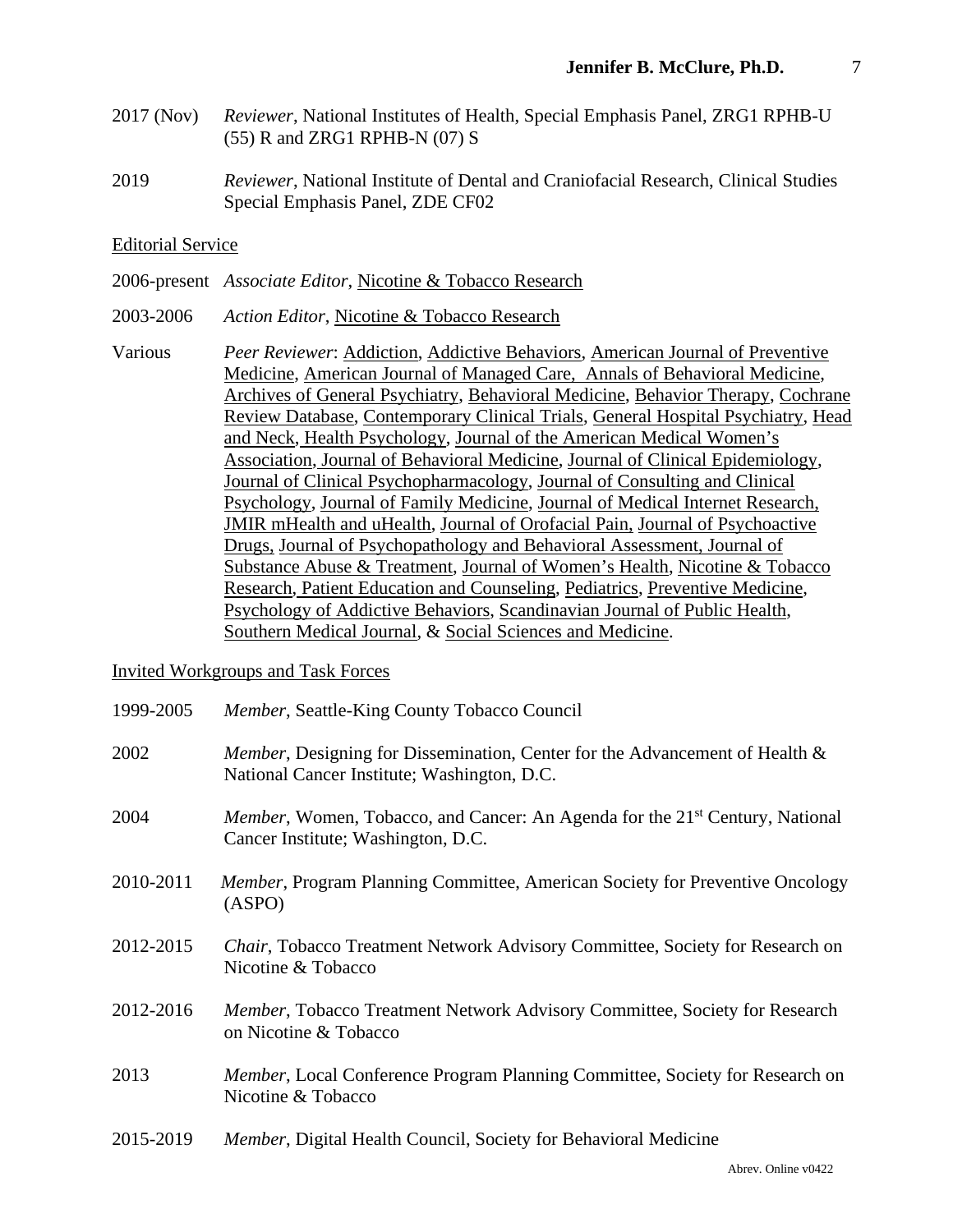2017 (Nov) *Reviewer*, National Institutes of Health, Special Emphasis Panel, ZRG1 RPHB-U (55) R and ZRG1 RPHB-N (07) S

2019 *Reviewer*, National Institute of Dental and Craniofacial Research, Clinical Studies Special Emphasis Panel, ZDE CF02

Editorial Service

2006-present *Associate Editor*, Nicotine & Tobacco Research

2003-2006 *Action Editor*, Nicotine & Tobacco Research

Various *Peer Reviewer*: Addiction, Addictive Behaviors, American Journal of Preventive Medicine, American Journal of Managed Care, Annals of Behavioral Medicine, Archives of General Psychiatry, Behavioral Medicine, Behavior Therapy, Cochrane Review Database, Contemporary Clinical Trials, General Hospital Psychiatry, Head and Neck, Health Psychology, Journal of the American Medical Women's Association, Journal of Behavioral Medicine, Journal of Clinical Epidemiology, Journal of Clinical Psychopharmacology, Journal of Consulting and Clinical Psychology, Journal of Family Medicine, Journal of Medical Internet Research, JMIR mHealth and uHealth, Journal of Orofacial Pain, Journal of Psychoactive Drugs, Journal of Psychopathology and Behavioral Assessment, Journal of Substance Abuse & Treatment, Journal of Women's Health, Nicotine & Tobacco Research, Patient Education and Counseling, Pediatrics, Preventive Medicine, Psychology of Addictive Behaviors, Scandinavian Journal of Public Health, Southern Medical Journal, & Social Sciences and Medicine.

Invited Workgroups and Task Forces

1999-2005 *Member*, Seattle-King County Tobacco Council

2002 *Member*, Designing for Dissemination, Center for the Advancement of Health & National Cancer Institute; Washington, D.C.

2004 *Member*, Women, Tobacco, and Cancer: An Agenda for the 21st Century, National Cancer Institute; Washington, D.C.

2010-2011 *Member*, Program Planning Committee, American Society for Preventive Oncology (ASPO)

2012-2015 *Chair*, Tobacco Treatment Network Advisory Committee, Society for Research on Nicotine & Tobacco

2012-2016 *Member*, Tobacco Treatment Network Advisory Committee, Society for Research on Nicotine & Tobacco

2013 *Member*, Local Conference Program Planning Committee, Society for Research on Nicotine & Tobacco

2015-2019 *Member*, Digital Health Council, Society for Behavioral Medicine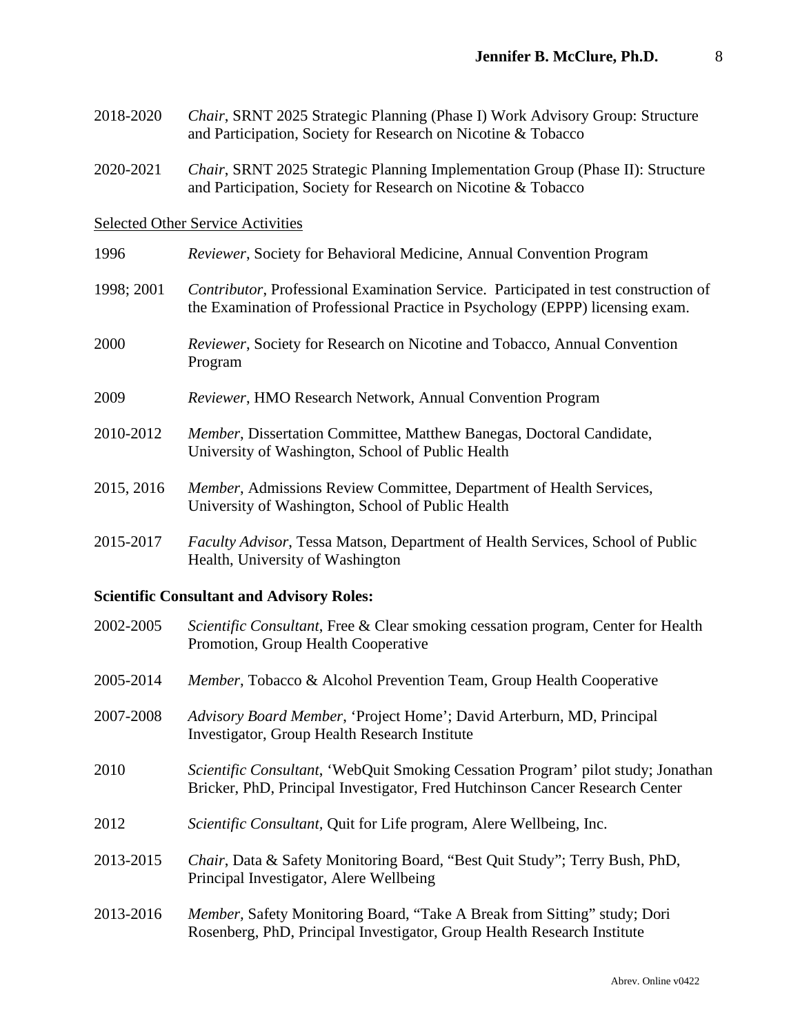2018-2020 *Chair*, SRNT 2025 Strategic Planning (Phase I) Work Advisory Group: Structure and Participation, Society for Research on Nicotine & Tobacco

2020-2021 *Chair*, SRNT 2025 Strategic Planning Implementation Group (Phase II): Structure and Participation, Society for Research on Nicotine & Tobacco

<u>Selected Other Service Activities</u>

1996 *Reviewer*, Society for Behavioral Medicine, Annual Convention Program

1998; 2001 *Contributor*, Professional Examination Service. Participated in test construction of the Examination of Professional Practice in Psychology (EPPP) licensing exam.

2000 *Reviewer*, Society for Research on Nicotine and Tobacco, Annual Convention Program

2009 *Reviewer*, HMO Research Network, Annual Convention Program

2010-2012 *Member*, Dissertation Committee, Matthew Banegas, Doctoral Candidate, University of Washington, School of Public Health

2015, 2016 *Member*, Admissions Review Committee, Department of Health Services, University of Washington, School of Public Health

2015-2017 *Faculty Advisor*, Tessa Matson, Department of Health Services, School of Public Health, University of Washington

**Scientific Consultant and Advisory Roles:**

2002-2005 *Scientific Consultant*, Free & Clear smoking cessation program, Center for Health Promotion, Group Health Cooperative

2005-2014 *Member*, Tobacco & Alcohol Prevention Team, Group Health Cooperative

2007-2008 *Advisory Board Member*, 'Project Home'; David Arterburn, MD, Principal Investigator, Group Health Research Institute

2010 *Scientific Consultant*, 'WebQuit Smoking Cessation Program' pilot study; Jonathan Bricker, PhD, Principal Investigator, Fred Hutchinson Cancer Research Center

2012 *Scientific Consultant*, Quit for Life program, Alere Wellbeing, Inc.

2013-2015 *Chair*, Data & Safety Monitoring Board, "Best Quit Study"; Terry Bush, PhD, Principal Investigator, Alere Wellbeing

2013-2016 *Member*, Safety Monitoring Board, "Take A Break from Sitting" study; Dori Rosenberg, PhD, Principal Investigator, Group Health Research Institute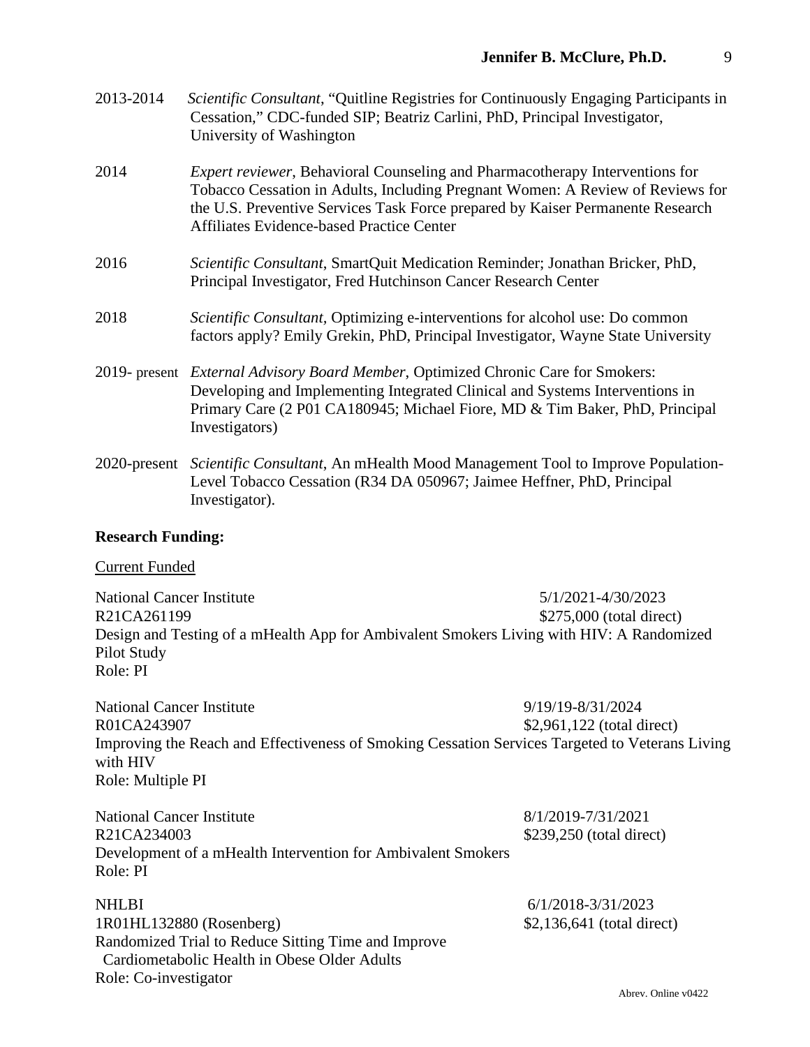2013-2014 *Scientific Consultant*, "Quitline Registries for Continuously Engaging Participants in Cessation," CDC-funded SIP; Beatriz Carlini, PhD, Principal Investigator, University of Washington

2014 *Expert reviewer*, Behavioral Counseling and Pharmacotherapy Interventions for Tobacco Cessation in Adults, Including Pregnant Women: A Review of Reviews for the U.S. Preventive Services Task Force prepared by Kaiser Permanente Research Affiliates Evidence-based Practice Center

2016 *Scientific Consultant*, SmartQuit Medication Reminder; Jonathan Bricker, PhD, Principal Investigator, Fred Hutchinson Cancer Research Center

2018 *Scientific Consultant*, Optimizing e-interventions for alcohol use: Do common factors apply? Emily Grekin, PhD, Principal Investigator, Wayne State University

2019- present *External Advisory Board Member*, Optimized Chronic Care for Smokers: Developing and Implementing Integrated Clinical and Systems Interventions in Primary Care (2 P01 CA180945; Michael Fiore, MD & Tim Baker, PhD, Principal Investigators)

2020-present *Scientific Consultant*, An mHealth Mood Management Tool to Improve Population-Level Tobacco Cessation (R34 DA 050967; Jaimee Heffner, PhD, Principal Investigator).

**Research Funding:**

Current Funded

National Cancer Institute 5/1/2021-4/30/2023
R21CA261199 $275,000 (total direct)
Design and Testing of a mHealth App for Ambivalent Smokers Living with HIV: A Randomized Pilot Study
Role: PI

National Cancer Institute 9/19/19-8/31/2024
R01CA243907 $2,961,122 (total direct)
Improving the Reach and Effectiveness of Smoking Cessation Services Targeted to Veterans Living with HIV
Role: Multiple PI

National Cancer Institute 8/1/2019-7/31/2021
R21CA234003 $239,250 (total direct)
Development of a mHealth Intervention for Ambivalent Smokers
Role: PI

NHLBI 6/1/2018-3/31/2023
1R01HL132880 (Rosenberg) $2,136,641 (total direct)
Randomized Trial to Reduce Sitting Time and Improve Cardiometabolic Health in Obese Older Adults
Role: Co-investigator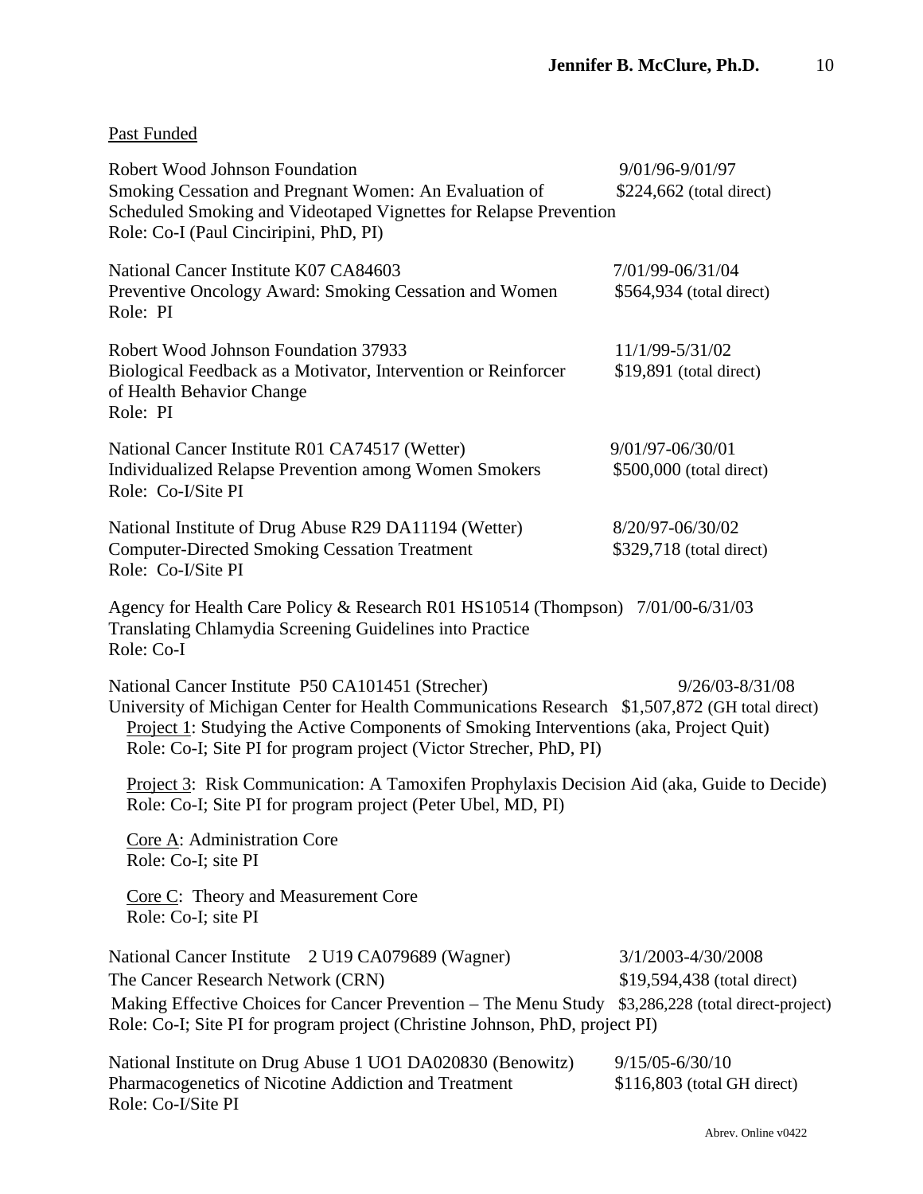Past Funded

Robert Wood Johnson Foundation 9/01/96-9/01/97
Smoking Cessation and Pregnant Women: An Evaluation of Scheduled Smoking and Videotaped Vignettes for Relapse Prevention $224,662 (total direct)
Role: Co-I (Paul Cinciripini, PhD, PI)

National Cancer Institute K07 CA84603 7/01/99-06/31/04
Preventive Oncology Award: Smoking Cessation and Women $564,934 (total direct)
Role: PI

Robert Wood Johnson Foundation 37933 11/1/99-5/31/02
Biological Feedback as a Motivator, Intervention or Reinforcer of Health Behavior Change $19,891 (total direct)
Role: PI

National Cancer Institute R01 CA74517 (Wetter) 9/01/97-06/30/01
Individualized Relapse Prevention among Women Smokers $500,000 (total direct)
Role: Co-I/Site PI

National Institute of Drug Abuse R29 DA11194 (Wetter) 8/20/97-06/30/02
Computer-Directed Smoking Cessation Treatment $329,718 (total direct)
Role: Co-I/Site PI

Agency for Health Care Policy & Research R01 HS10514 (Thompson) 7/01/00-6/31/03
Translating Chlamydia Screening Guidelines into Practice
Role: Co-I

National Cancer Institute P50 CA101451 (Strecher) 9/26/03-8/31/08
University of Michigan Center for Health Communications Research $1,507,872 (GH total direct)

Project 1: Studying the Active Components of Smoking Interventions (aka, Project Quit)
Role: Co-I; Site PI for program project (Victor Strecher, PhD, PI)

Project 3: Risk Communication: A Tamoxifen Prophylaxis Decision Aid (aka, Guide to Decide)
Role: Co-I; Site PI for program project (Peter Ubel, MD, PI)

Core A: Administration Core
Role: Co-I; site PI

Core C: Theory and Measurement Core
Role: Co-I; site PI

National Cancer Institute 2 U19 CA079689 (Wagner) 3/1/2003-4/30/2008
The Cancer Research Network (CRN) $19,594,438 (total direct)
Making Effective Choices for Cancer Prevention – The Menu Study $3,286,228 (total direct-project)
Role: Co-I; Site PI for program project (Christine Johnson, PhD, project PI)

National Institute on Drug Abuse 1 UO1 DA020830 (Benowitz) 9/15/05-6/30/10
Pharmacogenetics of Nicotine Addiction and Treatment $116,803 (total GH direct)
Role: Co-I/Site PI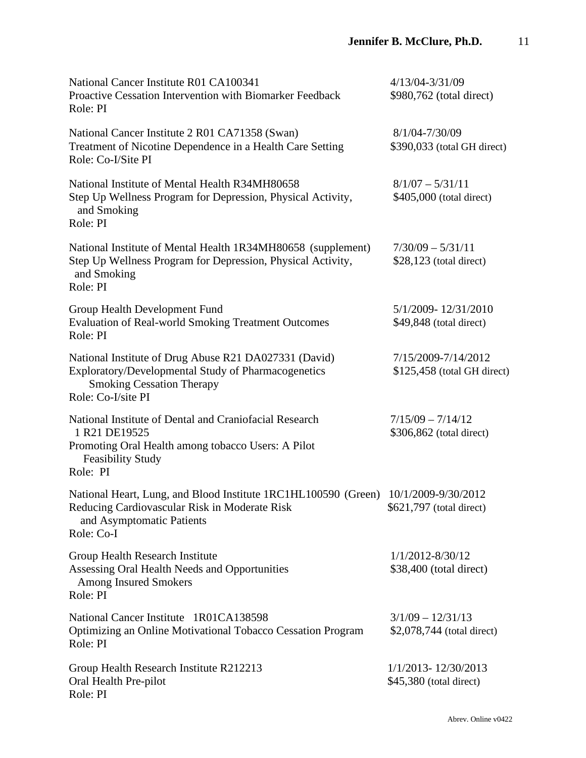National Cancer Institute R01 CA100341 — 4/13/04-3/31/09
Proactive Cessation Intervention with Biomarker Feedback — $980,762 (total direct)
Role: PI

National Cancer Institute 2 R01 CA71358 (Swan) — 8/1/04-7/30/09
Treatment of Nicotine Dependence in a Health Care Setting — $390,033 (total GH direct)
Role: Co-I/Site PI

National Institute of Mental Health R34MH80658 — 8/1/07 – 5/31/11
Step Up Wellness Program for Depression, Physical Activity, and Smoking — $405,000 (total direct)
Role: PI

National Institute of Mental Health 1R34MH80658 (supplement) — 7/30/09 – 5/31/11
Step Up Wellness Program for Depression, Physical Activity, and Smoking — $28,123 (total direct)
Role: PI

Group Health Development Fund — 5/1/2009- 12/31/2010
Evaluation of Real-world Smoking Treatment Outcomes — $49,848 (total direct)
Role: PI

National Institute of Drug Abuse R21 DA027331 (David) — 7/15/2009-7/14/2012
Exploratory/Developmental Study of Pharmacogenetics Smoking Cessation Therapy — $125,458 (total GH direct)
Role: Co-I/site PI

National Institute of Dental and Craniofacial Research 1 R21 DE19525 — 7/15/09 – 7/14/12
Promoting Oral Health among tobacco Users: A Pilot Feasibility Study — $306,862 (total direct)
Role: PI

National Heart, Lung, and Blood Institute 1RC1HL100590 (Green) — 10/1/2009-9/30/2012
Reducing Cardiovascular Risk in Moderate Risk and Asymptomatic Patients — $621,797 (total direct)
Role: Co-I

Group Health Research Institute — 1/1/2012-8/30/12
Assessing Oral Health Needs and Opportunities Among Insured Smokers — $38,400 (total direct)
Role: PI

National Cancer Institute 1R01CA138598 — 3/1/09 – 12/31/13
Optimizing an Online Motivational Tobacco Cessation Program — $2,078,744 (total direct)
Role: PI

Group Health Research Institute R212213 — 1/1/2013- 12/30/2013
Oral Health Pre-pilot — $45,380 (total direct)
Role: PI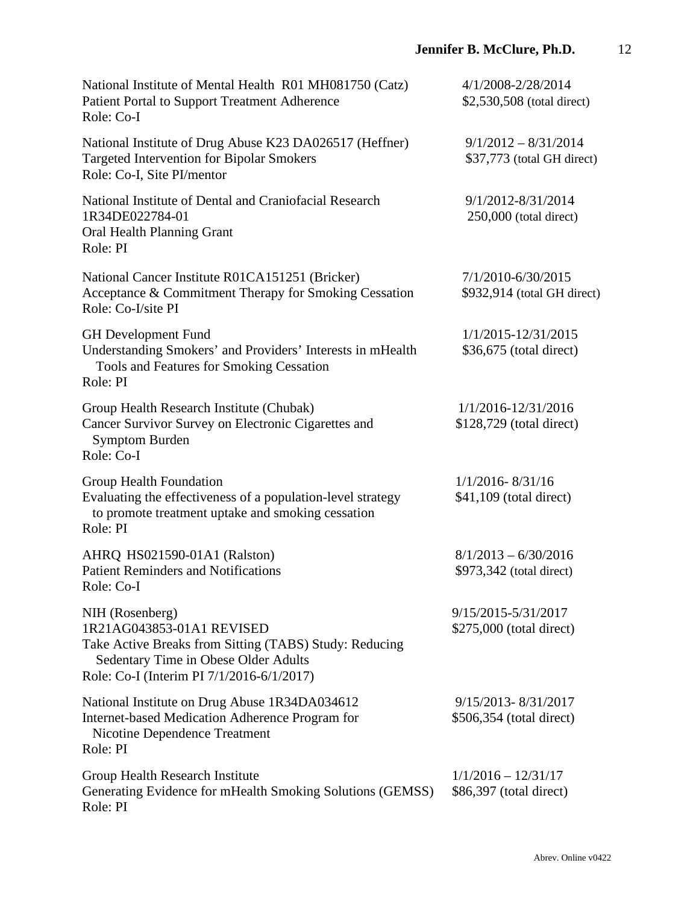National Institute of Mental Health R01 MH081750 (Catz) — 4/1/2008-2/28/2014
Patient Portal to Support Treatment Adherence — $2,530,508 (total direct)
Role: Co-I

National Institute of Drug Abuse K23 DA026517 (Heffner) — 9/1/2012 – 8/31/2014
Targeted Intervention for Bipolar Smokers — $37,773 (total GH direct)
Role: Co-I, Site PI/mentor

National Institute of Dental and Craniofacial Research — 9/1/2012-8/31/2014
1R34DE022784-01 — 250,000 (total direct)
Oral Health Planning Grant
Role: PI

National Cancer Institute R01CA151251 (Bricker) — 7/1/2010-6/30/2015
Acceptance & Commitment Therapy for Smoking Cessation — $932,914 (total GH direct)
Role: Co-I/site PI

GH Development Fund — 1/1/2015-12/31/2015
Understanding Smokers' and Providers' Interests in mHealth Tools and Features for Smoking Cessation — $36,675 (total direct)
Role: PI

Group Health Research Institute (Chubak) — 1/1/2016-12/31/2016
Cancer Survivor Survey on Electronic Cigarettes and Symptom Burden — $128,729 (total direct)
Role: Co-I

Group Health Foundation — 1/1/2016- 8/31/16
Evaluating the effectiveness of a population-level strategy to promote treatment uptake and smoking cessation — $41,109 (total direct)
Role: PI

AHRQ HS021590-01A1 (Ralston) — 8/1/2013 – 6/30/2016
Patient Reminders and Notifications — $973,342 (total direct)
Role: Co-I

NIH (Rosenberg) — 9/15/2015-5/31/2017
1R21AG043853-01A1 REVISED — $275,000 (total direct)
Take Active Breaks from Sitting (TABS) Study: Reducing Sedentary Time in Obese Older Adults
Role: Co-I (Interim PI 7/1/2016-6/1/2017)

National Institute on Drug Abuse 1R34DA034612 — 9/15/2013- 8/31/2017
Internet-based Medication Adherence Program for Nicotine Dependence Treatment — $506,354 (total direct)
Role: PI

Group Health Research Institute — 1/1/2016 – 12/31/17
Generating Evidence for mHealth Smoking Solutions (GEMSS) — $86,397 (total direct)
Role: PI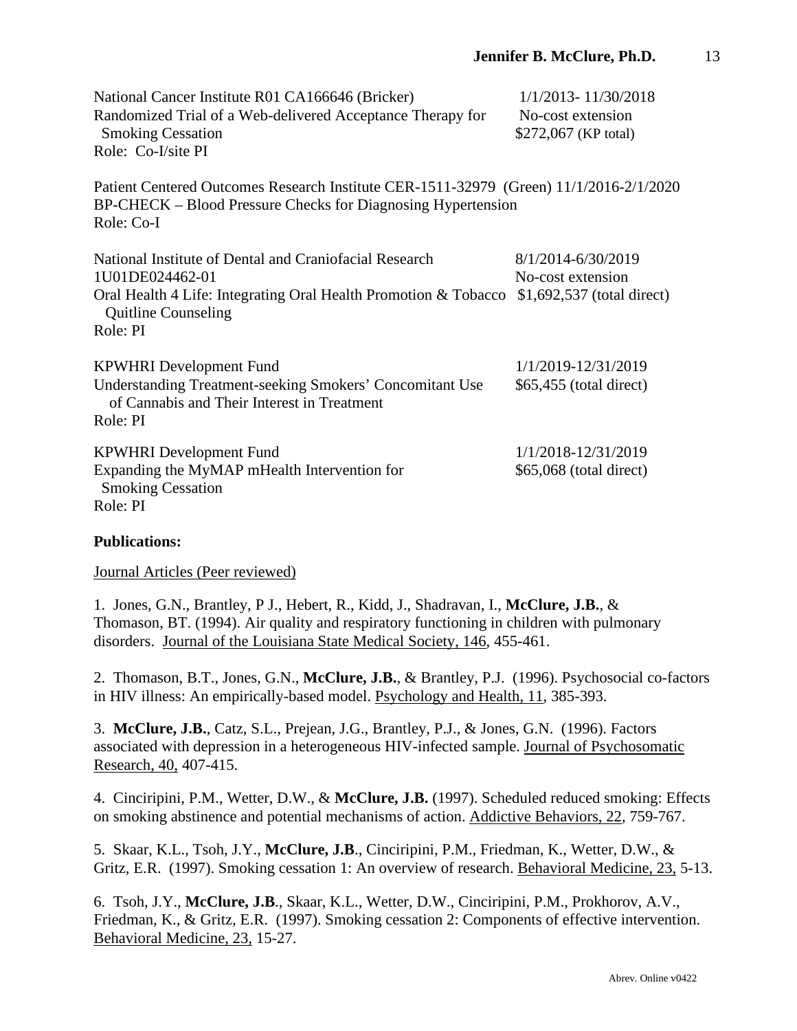National Cancer Institute R01 CA166646 (Bricker) 1/1/2013- 11/30/2018
Randomized Trial of a Web-delivered Acceptance Therapy for Smoking Cessation No-cost extension
$272,067 (KP total)
Role: Co-I/site PI

Patient Centered Outcomes Research Institute CER-1511-32979 (Green) 11/1/2016-2/1/2020
BP-CHECK – Blood Pressure Checks for Diagnosing Hypertension
Role: Co-I

National Institute of Dental and Craniofacial Research 8/1/2014-6/30/2019
1U01DE024462-01 No-cost extension
Oral Health 4 Life: Integrating Oral Health Promotion & Tobacco Quitline Counseling $1,692,537 (total direct)
Role: PI

KPWHRI Development Fund 1/1/2019-12/31/2019
Understanding Treatment-seeking Smokers' Concomitant Use of Cannabis and Their Interest in Treatment $65,455 (total direct)
Role: PI

KPWHRI Development Fund 1/1/2018-12/31/2019
Expanding the MyMAP mHealth Intervention for Smoking Cessation $65,068 (total direct)
Role: PI

**Publications:**

Journal Articles (Peer reviewed)

1. Jones, G.N., Brantley, P J., Hebert, R., Kidd, J., Shadravan, I., **McClure, J.B.**, & Thomason, BT. (1994). Air quality and respiratory functioning in children with pulmonary disorders. Journal of the Louisiana State Medical Society, 146, 455-461.

2. Thomason, B.T., Jones, G.N., **McClure, J.B.**, & Brantley, P.J. (1996). Psychosocial co-factors in HIV illness: An empirically-based model. Psychology and Health, 11, 385-393.

3. **McClure, J.B.**, Catz, S.L., Prejean, J.G., Brantley, P.J., & Jones, G.N. (1996). Factors associated with depression in a heterogeneous HIV-infected sample. Journal of Psychosomatic Research, 40, 407-415.

4. Cinciripini, P.M., Wetter, D.W., & **McClure, J.B.** (1997). Scheduled reduced smoking: Effects on smoking abstinence and potential mechanisms of action. Addictive Behaviors, 22, 759-767.

5. Skaar, K.L., Tsoh, J.Y., **McClure, J.B**., Cinciripini, P.M., Friedman, K., Wetter, D.W., & Gritz, E.R. (1997). Smoking cessation 1: An overview of research. Behavioral Medicine, 23, 5-13.

6. Tsoh, J.Y., **McClure, J.B**., Skaar, K.L., Wetter, D.W., Cinciripini, P.M., Prokhorov, A.V., Friedman, K., & Gritz, E.R. (1997). Smoking cessation 2: Components of effective intervention. Behavioral Medicine, 23, 15-27.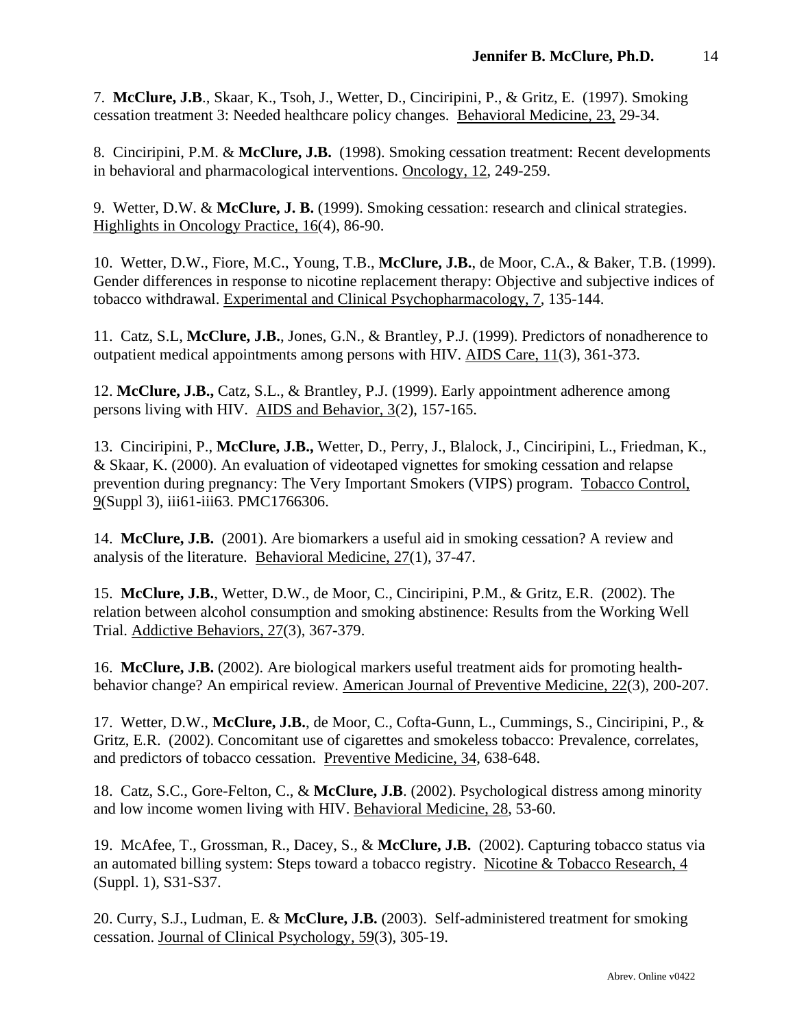7. **McClure, J.B**., Skaar, K., Tsoh, J., Wetter, D., Cinciripini, P., & Gritz, E. (1997). Smoking cessation treatment 3: Needed healthcare policy changes. Behavioral Medicine, 23, 29-34.

8. Cinciripini, P.M. & **McClure, J.B.** (1998). Smoking cessation treatment: Recent developments in behavioral and pharmacological interventions. Oncology, 12, 249-259.

9. Wetter, D.W. & **McClure, J. B.** (1999). Smoking cessation: research and clinical strategies. Highlights in Oncology Practice, 16(4), 86-90.

10. Wetter, D.W., Fiore, M.C., Young, T.B., **McClure, J.B.**, de Moor, C.A., & Baker, T.B. (1999). Gender differences in response to nicotine replacement therapy: Objective and subjective indices of tobacco withdrawal. Experimental and Clinical Psychopharmacology, 7, 135-144.

11. Catz, S.L, **McClure, J.B.**, Jones, G.N., & Brantley, P.J. (1999). Predictors of nonadherence to outpatient medical appointments among persons with HIV. AIDS Care, 11(3), 361-373.

12. **McClure, J.B.,** Catz, S.L., & Brantley, P.J. (1999). Early appointment adherence among persons living with HIV. AIDS and Behavior, 3(2), 157-165.

13. Cinciripini, P., **McClure, J.B.,** Wetter, D., Perry, J., Blalock, J., Cinciripini, L., Friedman, K., & Skaar, K. (2000). An evaluation of videotaped vignettes for smoking cessation and relapse prevention during pregnancy: The Very Important Smokers (VIPS) program. Tobacco Control, 9(Suppl 3), iii61-iii63. PMC1766306.

14. **McClure, J.B.** (2001). Are biomarkers a useful aid in smoking cessation? A review and analysis of the literature. Behavioral Medicine, 27(1), 37-47.

15. **McClure, J.B.**, Wetter, D.W., de Moor, C., Cinciripini, P.M., & Gritz, E.R. (2002). The relation between alcohol consumption and smoking abstinence: Results from the Working Well Trial. Addictive Behaviors, 27(3), 367-379.

16. **McClure, J.B.** (2002). Are biological markers useful treatment aids for promoting health-behavior change? An empirical review. American Journal of Preventive Medicine, 22(3), 200-207.

17. Wetter, D.W., **McClure, J.B.**, de Moor, C., Cofta-Gunn, L., Cummings, S., Cinciripini, P., & Gritz, E.R. (2002). Concomitant use of cigarettes and smokeless tobacco: Prevalence, correlates, and predictors of tobacco cessation. Preventive Medicine, 34, 638-648.

18. Catz, S.C., Gore-Felton, C., & **McClure, J.B**. (2002). Psychological distress among minority and low income women living with HIV. Behavioral Medicine, 28, 53-60.

19. McAfee, T., Grossman, R., Dacey, S., & **McClure, J.B.** (2002). Capturing tobacco status via an automated billing system: Steps toward a tobacco registry. Nicotine & Tobacco Research, 4 (Suppl. 1), S31-S37.

20. Curry, S.J., Ludman, E. & **McClure, J.B.** (2003). Self-administered treatment for smoking cessation. Journal of Clinical Psychology, 59(3), 305-19.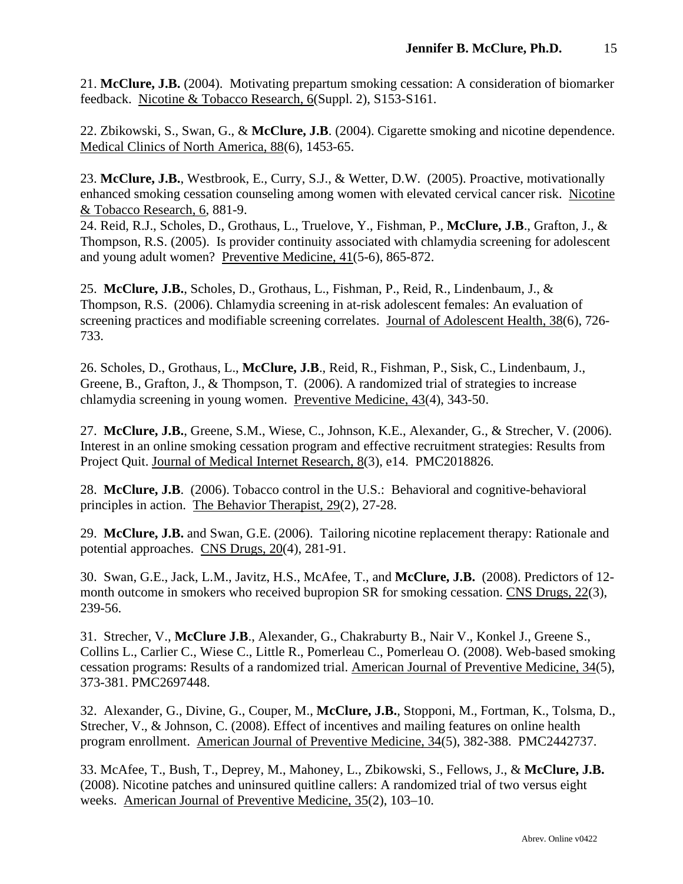21. **McClure, J.B.** (2004). Motivating prepartum smoking cessation: A consideration of biomarker feedback. Nicotine & Tobacco Research, 6(Suppl. 2), S153-S161.

22. Zbikowski, S., Swan, G., & **McClure, J.B**. (2004). Cigarette smoking and nicotine dependence. Medical Clinics of North America, 88(6), 1453-65.

23. **McClure, J.B.**, Westbrook, E., Curry, S.J., & Wetter, D.W. (2005). Proactive, motivationally enhanced smoking cessation counseling among women with elevated cervical cancer risk. Nicotine & Tobacco Research, 6, 881-9.

24. Reid, R.J., Scholes, D., Grothaus, L., Truelove, Y., Fishman, P., **McClure, J.B**., Grafton, J., & Thompson, R.S. (2005). Is provider continuity associated with chlamydia screening for adolescent and young adult women? Preventive Medicine, 41(5-6), 865-872.

25. **McClure, J.B.**, Scholes, D., Grothaus, L., Fishman, P., Reid, R., Lindenbaum, J., & Thompson, R.S. (2006). Chlamydia screening in at-risk adolescent females: An evaluation of screening practices and modifiable screening correlates. Journal of Adolescent Health, 38(6), 726-733.

26. Scholes, D., Grothaus, L., **McClure, J.B**., Reid, R., Fishman, P., Sisk, C., Lindenbaum, J., Greene, B., Grafton, J., & Thompson, T. (2006). A randomized trial of strategies to increase chlamydia screening in young women. Preventive Medicine, 43(4), 343-50.

27. **McClure, J.B.**, Greene, S.M., Wiese, C., Johnson, K.E., Alexander, G., & Strecher, V. (2006). Interest in an online smoking cessation program and effective recruitment strategies: Results from Project Quit. Journal of Medical Internet Research, 8(3), e14. PMC2018826.

28. **McClure, J.B**. (2006). Tobacco control in the U.S.: Behavioral and cognitive-behavioral principles in action. The Behavior Therapist, 29(2), 27-28.

29. **McClure, J.B.** and Swan, G.E. (2006). Tailoring nicotine replacement therapy: Rationale and potential approaches. CNS Drugs, 20(4), 281-91.

30. Swan, G.E., Jack, L.M., Javitz, H.S., McAfee, T., and **McClure, J.B.** (2008). Predictors of 12-month outcome in smokers who received bupropion SR for smoking cessation. CNS Drugs, 22(3), 239-56.

31. Strecher, V., **McClure J.B**., Alexander, G., Chakraburty B., Nair V., Konkel J., Greene S., Collins L., Carlier C., Wiese C., Little R., Pomerleau C., Pomerleau O. (2008). Web-based smoking cessation programs: Results of a randomized trial. American Journal of Preventive Medicine, 34(5), 373-381. PMC2697448.

32. Alexander, G., Divine, G., Couper, M., **McClure, J.B.**, Stopponi, M., Fortman, K., Tolsma, D., Strecher, V., & Johnson, C. (2008). Effect of incentives and mailing features on online health program enrollment. American Journal of Preventive Medicine, 34(5), 382-388. PMC2442737.

33. McAfee, T., Bush, T., Deprey, M., Mahoney, L., Zbikowski, S., Fellows, J., & **McClure, J.B.** (2008). Nicotine patches and uninsured quitline callers: A randomized trial of two versus eight weeks. American Journal of Preventive Medicine, 35(2), 103–10.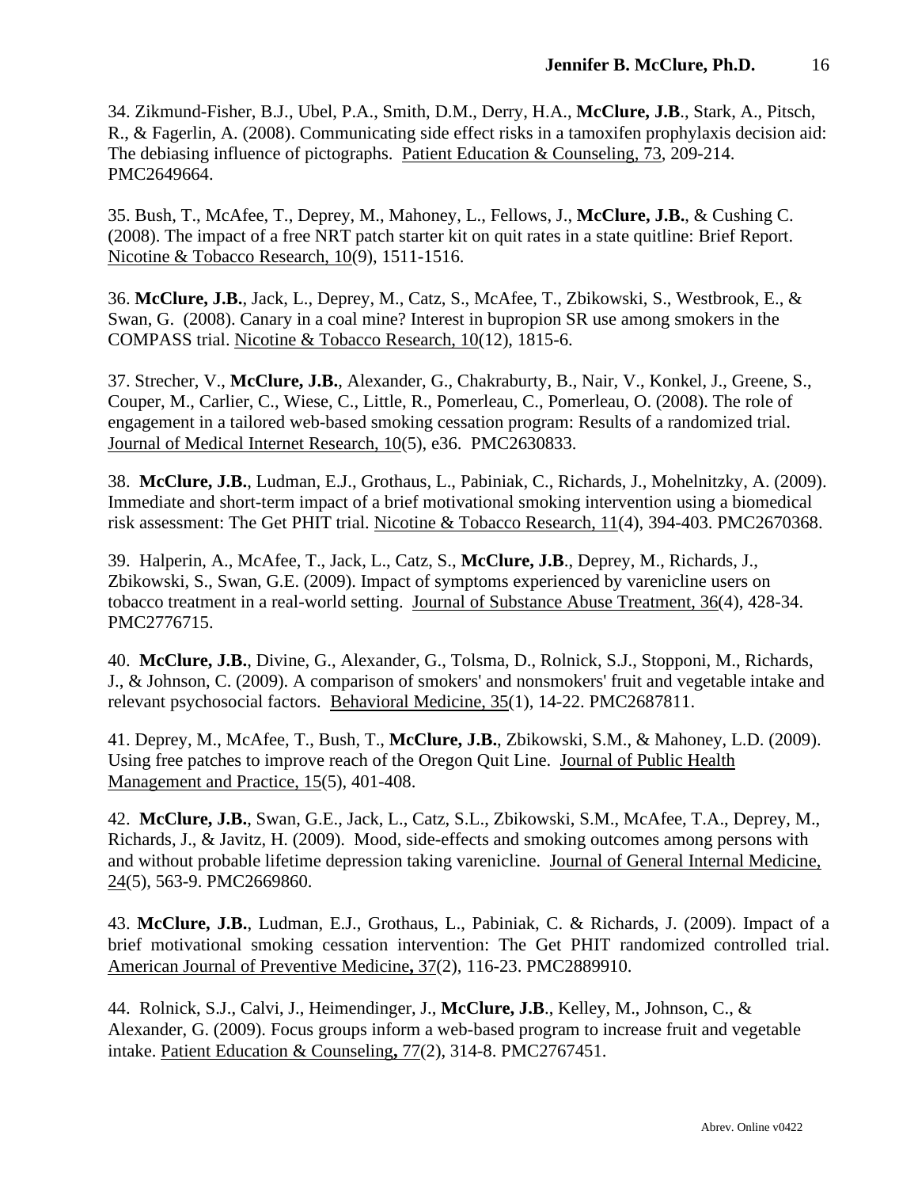34. Zikmund-Fisher, B.J., Ubel, P.A., Smith, D.M., Derry, H.A., **McClure, J.B**., Stark, A., Pitsch, R., & Fagerlin, A. (2008). Communicating side effect risks in a tamoxifen prophylaxis decision aid: The debiasing influence of pictographs. Patient Education & Counseling, 73, 209-214. PMC2649664.

35. Bush, T., McAfee, T., Deprey, M., Mahoney, L., Fellows, J., **McClure, J.B.**, & Cushing C. (2008). The impact of a free NRT patch starter kit on quit rates in a state quitline: Brief Report. Nicotine & Tobacco Research, 10(9), 1511-1516.

36. **McClure, J.B.**, Jack, L., Deprey, M., Catz, S., McAfee, T., Zbikowski, S., Westbrook, E., & Swan, G. (2008). Canary in a coal mine? Interest in bupropion SR use among smokers in the COMPASS trial. Nicotine & Tobacco Research, 10(12), 1815-6.

37. Strecher, V., **McClure, J.B.**, Alexander, G., Chakraburty, B., Nair, V., Konkel, J., Greene, S., Couper, M., Carlier, C., Wiese, C., Little, R., Pomerleau, C., Pomerleau, O. (2008). The role of engagement in a tailored web-based smoking cessation program: Results of a randomized trial. Journal of Medical Internet Research, 10(5), e36. PMC2630833.

38. **McClure, J.B.**, Ludman, E.J., Grothaus, L., Pabiniak, C., Richards, J., Mohelnitzky, A. (2009). Immediate and short-term impact of a brief motivational smoking intervention using a biomedical risk assessment: The Get PHIT trial. Nicotine & Tobacco Research, 11(4), 394-403. PMC2670368.

39. Halperin, A., McAfee, T., Jack, L., Catz, S., **McClure, J.B**., Deprey, M., Richards, J., Zbikowski, S., Swan, G.E. (2009). Impact of symptoms experienced by varenicline users on tobacco treatment in a real-world setting. Journal of Substance Abuse Treatment, 36(4), 428-34. PMC2776715.

40. **McClure, J.B.**, Divine, G., Alexander, G., Tolsma, D., Rolnick, S.J., Stopponi, M., Richards, J., & Johnson, C. (2009). A comparison of smokers' and nonsmokers' fruit and vegetable intake and relevant psychosocial factors. Behavioral Medicine, 35(1), 14-22. PMC2687811.

41. Deprey, M., McAfee, T., Bush, T., **McClure, J.B.**, Zbikowski, S.M., & Mahoney, L.D. (2009). Using free patches to improve reach of the Oregon Quit Line. Journal of Public Health Management and Practice, 15(5), 401-408.

42. **McClure, J.B.**, Swan, G.E., Jack, L., Catz, S.L., Zbikowski, S.M., McAfee, T.A., Deprey, M., Richards, J., & Javitz, H. (2009). Mood, side-effects and smoking outcomes among persons with and without probable lifetime depression taking varenicline. Journal of General Internal Medicine, 24(5), 563-9. PMC2669860.

43. **McClure, J.B.**, Ludman, E.J., Grothaus, L., Pabiniak, C. & Richards, J. (2009). Impact of a brief motivational smoking cessation intervention: The Get PHIT randomized controlled trial. American Journal of Preventive Medicine, 37(2), 116-23. PMC2889910.

44. Rolnick, S.J., Calvi, J., Heimendinger, J., **McClure, J.B**., Kelley, M., Johnson, C., & Alexander, G. (2009). Focus groups inform a web-based program to increase fruit and vegetable intake. Patient Education & Counseling, 77(2), 314-8. PMC2767451.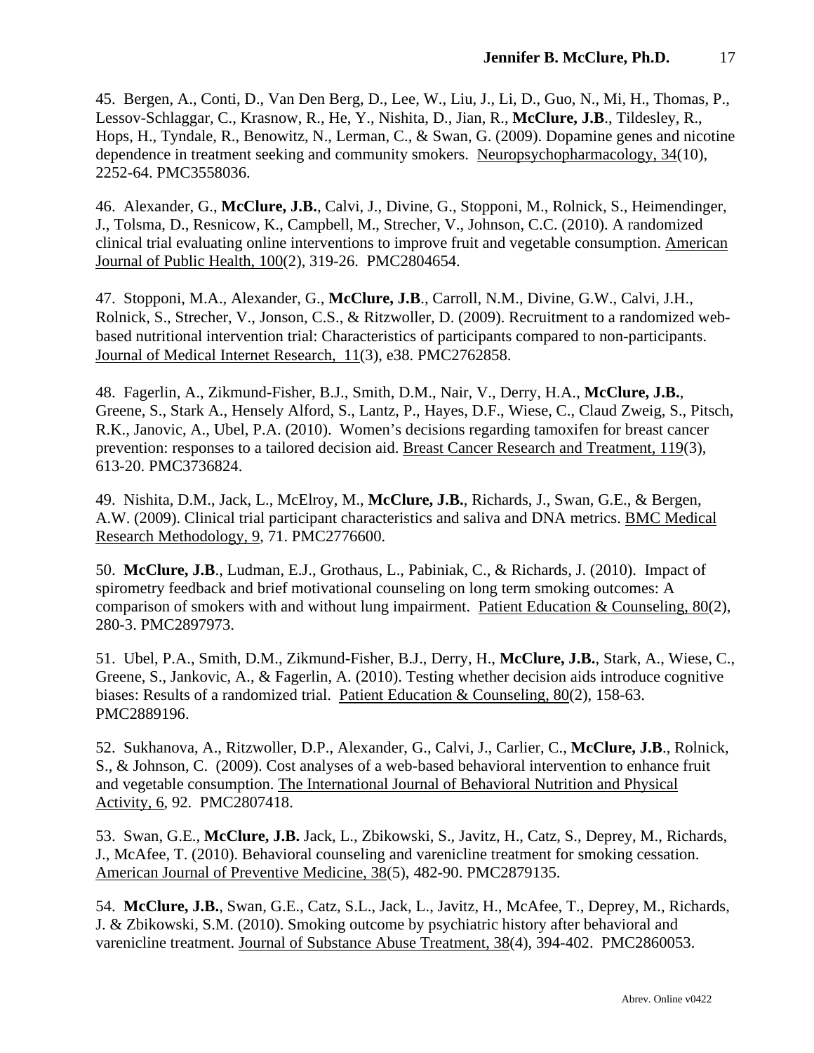45. Bergen, A., Conti, D., Van Den Berg, D., Lee, W., Liu, J., Li, D., Guo, N., Mi, H., Thomas, P., Lessov-Schlaggar, C., Krasnow, R., He, Y., Nishita, D., Jian, R., **McClure, J.B**., Tildesley, R., Hops, H., Tyndale, R., Benowitz, N., Lerman, C., & Swan, G. (2009). Dopamine genes and nicotine dependence in treatment seeking and community smokers. Neuropsychopharmacology, 34(10), 2252-64. PMC3558036.

46. Alexander, G., **McClure, J.B.**, Calvi, J., Divine, G., Stopponi, M., Rolnick, S., Heimendinger, J., Tolsma, D., Resnicow, K., Campbell, M., Strecher, V., Johnson, C.C. (2010). A randomized clinical trial evaluating online interventions to improve fruit and vegetable consumption. American Journal of Public Health, 100(2), 319-26. PMC2804654.

47. Stopponi, M.A., Alexander, G., **McClure, J.B**., Carroll, N.M., Divine, G.W., Calvi, J.H., Rolnick, S., Strecher, V., Jonson, C.S., & Ritzwoller, D. (2009). Recruitment to a randomized web-based nutritional intervention trial: Characteristics of participants compared to non-participants. Journal of Medical Internet Research, 11(3), e38. PMC2762858.

48. Fagerlin, A., Zikmund-Fisher, B.J., Smith, D.M., Nair, V., Derry, H.A., **McClure, J.B.**, Greene, S., Stark A., Hensely Alford, S., Lantz, P., Hayes, D.F., Wiese, C., Claud Zweig, S., Pitsch, R.K., Janovic, A., Ubel, P.A. (2010). Women's decisions regarding tamoxifen for breast cancer prevention: responses to a tailored decision aid. Breast Cancer Research and Treatment, 119(3), 613-20. PMC3736824.

49. Nishita, D.M., Jack, L., McElroy, M., **McClure, J.B.**, Richards, J., Swan, G.E., & Bergen, A.W. (2009). Clinical trial participant characteristics and saliva and DNA metrics. BMC Medical Research Methodology, 9, 71. PMC2776600.

50. **McClure, J.B**., Ludman, E.J., Grothaus, L., Pabiniak, C., & Richards, J. (2010). Impact of spirometry feedback and brief motivational counseling on long term smoking outcomes: A comparison of smokers with and without lung impairment. Patient Education & Counseling, 80(2), 280-3. PMC2897973.

51. Ubel, P.A., Smith, D.M., Zikmund-Fisher, B.J., Derry, H., **McClure, J.B.**, Stark, A., Wiese, C., Greene, S., Jankovic, A., & Fagerlin, A. (2010). Testing whether decision aids introduce cognitive biases: Results of a randomized trial. Patient Education & Counseling, 80(2), 158-63. PMC2889196.

52. Sukhanova, A., Ritzwoller, D.P., Alexander, G., Calvi, J., Carlier, C., **McClure, J.B**., Rolnick, S., & Johnson, C. (2009). Cost analyses of a web-based behavioral intervention to enhance fruit and vegetable consumption. The International Journal of Behavioral Nutrition and Physical Activity, 6, 92. PMC2807418.

53. Swan, G.E., **McClure, J.B.** Jack, L., Zbikowski, S., Javitz, H., Catz, S., Deprey, M., Richards, J., McAfee, T. (2010). Behavioral counseling and varenicline treatment for smoking cessation. American Journal of Preventive Medicine, 38(5), 482-90. PMC2879135.

54. **McClure, J.B.**, Swan, G.E., Catz, S.L., Jack, L., Javitz, H., McAfee, T., Deprey, M., Richards, J. & Zbikowski, S.M. (2010). Smoking outcome by psychiatric history after behavioral and varenicline treatment. Journal of Substance Abuse Treatment, 38(4), 394-402. PMC2860053.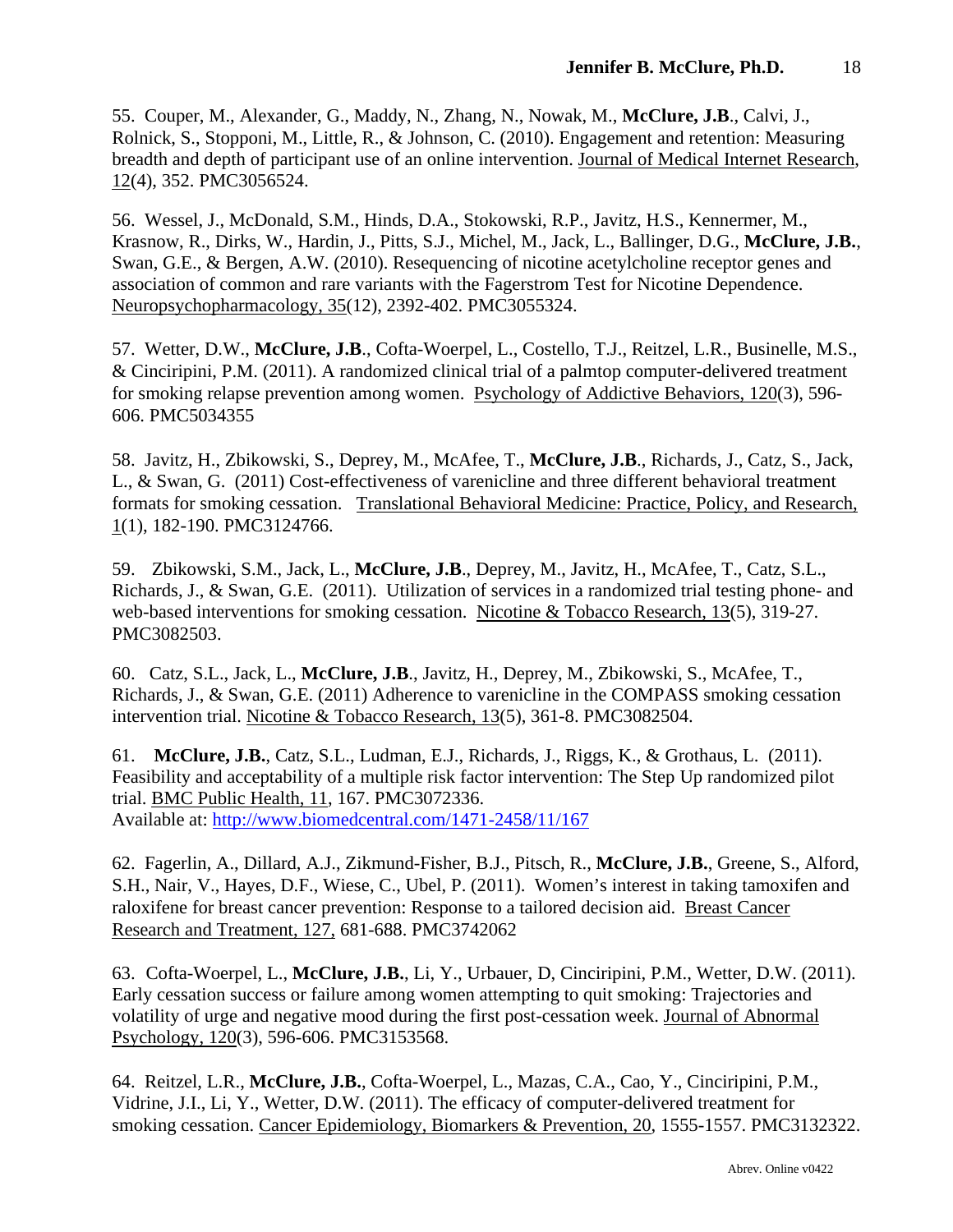55. Couper, M., Alexander, G., Maddy, N., Zhang, N., Nowak, M., **McClure, J.B**., Calvi, J., Rolnick, S., Stopponi, M., Little, R., & Johnson, C. (2010). Engagement and retention: Measuring breadth and depth of participant use of an online intervention. Journal of Medical Internet Research, 12(4), 352. PMC3056524.

56. Wessel, J., McDonald, S.M., Hinds, D.A., Stokowski, R.P., Javitz, H.S., Kennermer, M., Krasnow, R., Dirks, W., Hardin, J., Pitts, S.J., Michel, M., Jack, L., Ballinger, D.G., **McClure, J.B.**, Swan, G.E., & Bergen, A.W. (2010). Resequencing of nicotine acetylcholine receptor genes and association of common and rare variants with the Fagerstrom Test for Nicotine Dependence. Neuropsychopharmacology, 35(12), 2392-402. PMC3055324.

57. Wetter, D.W., **McClure, J.B**., Cofta-Woerpel, L., Costello, T.J., Reitzel, L.R., Businelle, M.S., & Cinciripini, P.M. (2011). A randomized clinical trial of a palmtop computer-delivered treatment for smoking relapse prevention among women. Psychology of Addictive Behaviors, 120(3), 596-606. PMC5034355

58. Javitz, H., Zbikowski, S., Deprey, M., McAfee, T., **McClure, J.B**., Richards, J., Catz, S., Jack, L., & Swan, G. (2011) Cost-effectiveness of varenicline and three different behavioral treatment formats for smoking cessation. Translational Behavioral Medicine: Practice, Policy, and Research, 1(1), 182-190. PMC3124766.

59. Zbikowski, S.M., Jack, L., **McClure, J.B**., Deprey, M., Javitz, H., McAfee, T., Catz, S.L., Richards, J., & Swan, G.E. (2011). Utilization of services in a randomized trial testing phone- and web-based interventions for smoking cessation. Nicotine & Tobacco Research, 13(5), 319-27. PMC3082503.

60. Catz, S.L., Jack, L., **McClure, J.B**., Javitz, H., Deprey, M., Zbikowski, S., McAfee, T., Richards, J., & Swan, G.E. (2011) Adherence to varenicline in the COMPASS smoking cessation intervention trial. Nicotine & Tobacco Research, 13(5), 361-8. PMC3082504.

61. **McClure, J.B.**, Catz, S.L., Ludman, E.J., Richards, J., Riggs, K., & Grothaus, L. (2011). Feasibility and acceptability of a multiple risk factor intervention: The Step Up randomized pilot trial. BMC Public Health, 11, 167. PMC3072336.
Available at: http://www.biomedcentral.com/1471-2458/11/167

62. Fagerlin, A., Dillard, A.J., Zikmund-Fisher, B.J., Pitsch, R., **McClure, J.B.**, Greene, S., Alford, S.H., Nair, V., Hayes, D.F., Wiese, C., Ubel, P. (2011). Women's interest in taking tamoxifen and raloxifene for breast cancer prevention: Response to a tailored decision aid. Breast Cancer Research and Treatment, 127, 681-688. PMC3742062

63. Cofta-Woerpel, L., **McClure, J.B.**, Li, Y., Urbauer, D, Cinciripini, P.M., Wetter, D.W. (2011). Early cessation success or failure among women attempting to quit smoking: Trajectories and volatility of urge and negative mood during the first post-cessation week. Journal of Abnormal Psychology, 120(3), 596-606. PMC3153568.

64. Reitzel, L.R., **McClure, J.B.**, Cofta-Woerpel, L., Mazas, C.A., Cao, Y., Cinciripini, P.M., Vidrine, J.I., Li, Y., Wetter, D.W. (2011). The efficacy of computer-delivered treatment for smoking cessation. Cancer Epidemiology, Biomarkers & Prevention, 20, 1555-1557. PMC3132322.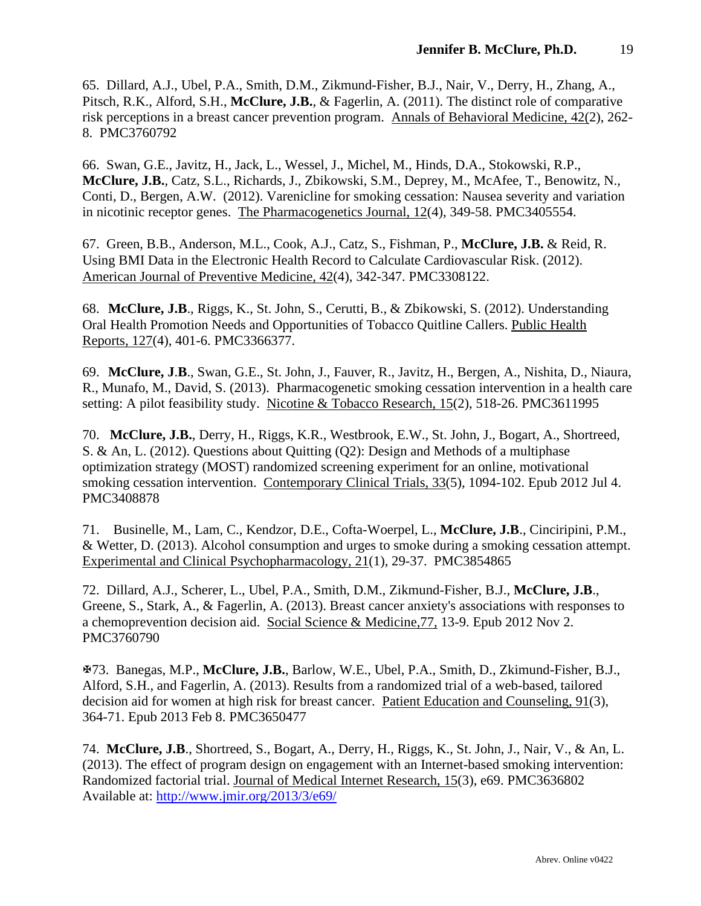65. Dillard, A.J., Ubel, P.A., Smith, D.M., Zikmund-Fisher, B.J., Nair, V., Derry, H., Zhang, A., Pitsch, R.K., Alford, S.H., **McClure, J.B.**, & Fagerlin, A. (2011). The distinct role of comparative risk perceptions in a breast cancer prevention program. Annals of Behavioral Medicine, 42(2), 262-8. PMC3760792

66. Swan, G.E., Javitz, H., Jack, L., Wessel, J., Michel, M., Hinds, D.A., Stokowski, R.P., **McClure, J.B.**, Catz, S.L., Richards, J., Zbikowski, S.M., Deprey, M., McAfee, T., Benowitz, N., Conti, D., Bergen, A.W. (2012). Varenicline for smoking cessation: Nausea severity and variation in nicotinic receptor genes. The Pharmacogenetics Journal, 12(4), 349-58. PMC3405554.

67. Green, B.B., Anderson, M.L., Cook, A.J., Catz, S., Fishman, P., **McClure, J.B.** & Reid, R. Using BMI Data in the Electronic Health Record to Calculate Cardiovascular Risk. (2012). American Journal of Preventive Medicine, 42(4), 342-347. PMC3308122.

68. **McClure, J.B**., Riggs, K., St. John, S., Cerutti, B., & Zbikowski, S. (2012). Understanding Oral Health Promotion Needs and Opportunities of Tobacco Quitline Callers. Public Health Reports, 127(4), 401-6. PMC3366377.

69. **McClure, J.B**., Swan, G.E., St. John, J., Fauver, R., Javitz, H., Bergen, A., Nishita, D., Niaura, R., Munafo, M., David, S. (2013). Pharmacogenetic smoking cessation intervention in a health care setting: A pilot feasibility study. Nicotine & Tobacco Research, 15(2), 518-26. PMC3611995

70. **McClure, J.B.**, Derry, H., Riggs, K.R., Westbrook, E.W., St. John, J., Bogart, A., Shortreed, S. & An, L. (2012). Questions about Quitting (Q2): Design and Methods of a multiphase optimization strategy (MOST) randomized screening experiment for an online, motivational smoking cessation intervention. Contemporary Clinical Trials, 33(5), 1094-102. Epub 2012 Jul 4. PMC3408878

71. Businelle, M., Lam, C., Kendzor, D.E., Cofta-Woerpel, L., **McClure, J.B**., Cinciripini, P.M., & Wetter, D. (2013). Alcohol consumption and urges to smoke during a smoking cessation attempt. Experimental and Clinical Psychopharmacology, 21(1), 29-37. PMC3854865

72. Dillard, A.J., Scherer, L., Ubel, P.A., Smith, D.M., Zikmund-Fisher, B.J., **McClure, J.B**., Greene, S., Stark, A., & Fagerlin, A. (2013). Breast cancer anxiety's associations with responses to a chemoprevention decision aid. Social Science & Medicine,77, 13-9. Epub 2012 Nov 2. PMC3760790

✠73. Banegas, M.P., **McClure, J.B.**, Barlow, W.E., Ubel, P.A., Smith, D., Zkimund-Fisher, B.J., Alford, S.H., and Fagerlin, A. (2013). Results from a randomized trial of a web-based, tailored decision aid for women at high risk for breast cancer. Patient Education and Counseling, 91(3), 364-71. Epub 2013 Feb 8. PMC3650477

74. **McClure, J.B**., Shortreed, S., Bogart, A., Derry, H., Riggs, K., St. John, J., Nair, V., & An, L. (2013). The effect of program design on engagement with an Internet-based smoking intervention: Randomized factorial trial. Journal of Medical Internet Research, 15(3), e69. PMC3636802 Available at: http://www.jmir.org/2013/3/e69/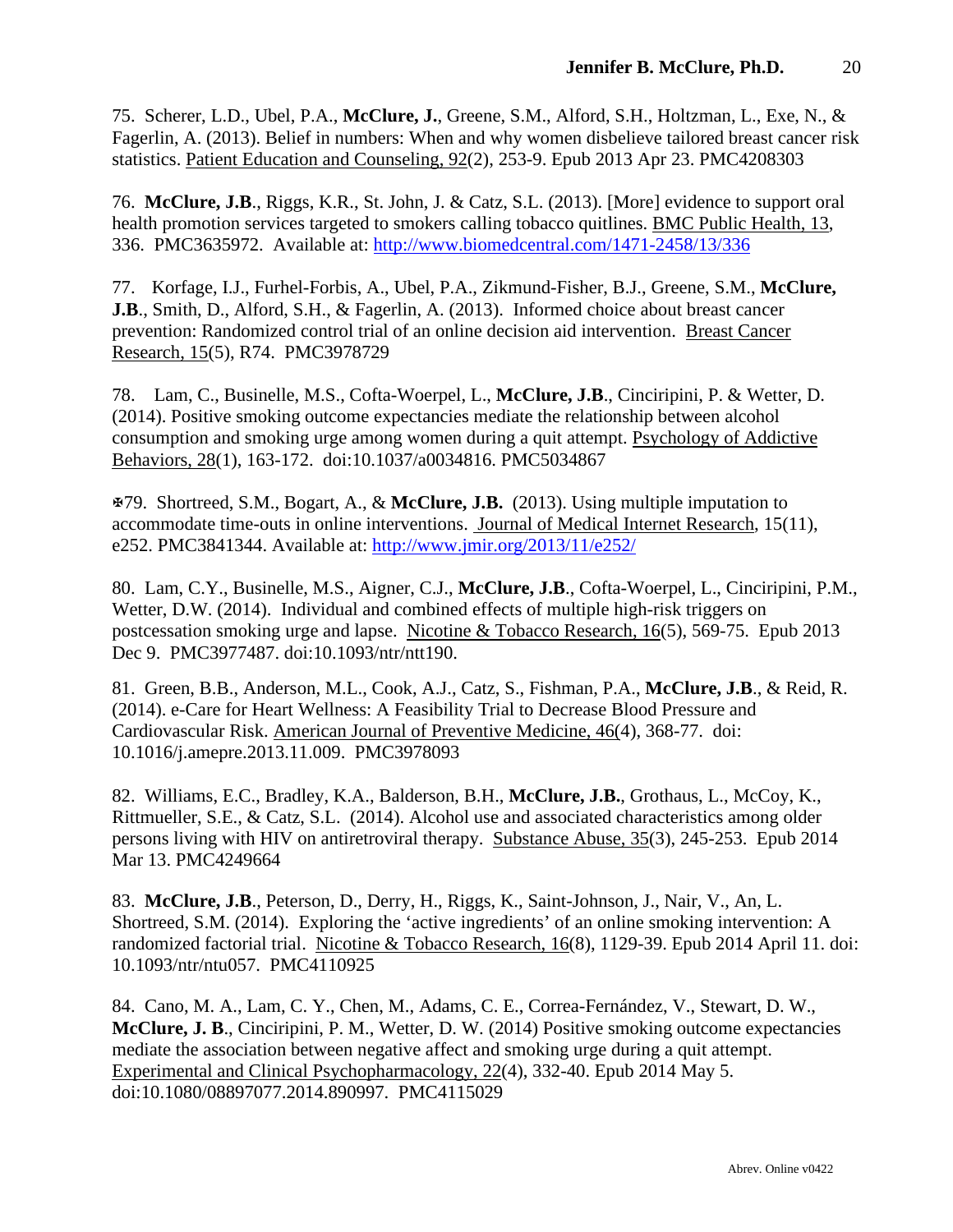75. Scherer, L.D., Ubel, P.A., **McClure, J.**, Greene, S.M., Alford, S.H., Holtzman, L., Exe, N., & Fagerlin, A. (2013). Belief in numbers: When and why women disbelieve tailored breast cancer risk statistics. Patient Education and Counseling, 92(2), 253-9. Epub 2013 Apr 23. PMC4208303

76. **McClure, J.B**., Riggs, K.R., St. John, J. & Catz, S.L. (2013). [More] evidence to support oral health promotion services targeted to smokers calling tobacco quitlines. BMC Public Health, 13, 336. PMC3635972. Available at: http://www.biomedcentral.com/1471-2458/13/336

77. Korfage, I.J., Furhel-Forbis, A., Ubel, P.A., Zikmund-Fisher, B.J., Greene, S.M., **McClure, J.B**., Smith, D., Alford, S.H., & Fagerlin, A. (2013). Informed choice about breast cancer prevention: Randomized control trial of an online decision aid intervention. Breast Cancer Research, 15(5), R74. PMC3978729

78. Lam, C., Businelle, M.S., Cofta-Woerpel, L., **McClure, J.B**., Cinciripini, P. & Wetter, D. (2014). Positive smoking outcome expectancies mediate the relationship between alcohol consumption and smoking urge among women during a quit attempt. Psychology of Addictive Behaviors, 28(1), 163-172. doi:10.1037/a0034816. PMC5034867

✠79. Shortreed, S.M., Bogart, A., & **McClure, J.B.** (2013). Using multiple imputation to accommodate time-outs in online interventions. Journal of Medical Internet Research, 15(11), e252. PMC3841344. Available at: http://www.jmir.org/2013/11/e252/

80. Lam, C.Y., Businelle, M.S., Aigner, C.J., **McClure, J.B**., Cofta-Woerpel, L., Cinciripini, P.M., Wetter, D.W. (2014). Individual and combined effects of multiple high-risk triggers on postcessation smoking urge and lapse. Nicotine & Tobacco Research, 16(5), 569-75. Epub 2013 Dec 9. PMC3977487. doi:10.1093/ntr/ntt190.

81. Green, B.B., Anderson, M.L., Cook, A.J., Catz, S., Fishman, P.A., **McClure, J.B**., & Reid, R. (2014). e-Care for Heart Wellness: A Feasibility Trial to Decrease Blood Pressure and Cardiovascular Risk. American Journal of Preventive Medicine, 46(4), 368-77. doi: 10.1016/j.amepre.2013.11.009. PMC3978093

82. Williams, E.C., Bradley, K.A., Balderson, B.H., **McClure, J.B.**, Grothaus, L., McCoy, K., Rittmueller, S.E., & Catz, S.L. (2014). Alcohol use and associated characteristics among older persons living with HIV on antiretroviral therapy. Substance Abuse, 35(3), 245-253. Epub 2014 Mar 13. PMC4249664

83. **McClure, J.B**., Peterson, D., Derry, H., Riggs, K., Saint-Johnson, J., Nair, V., An, L. Shortreed, S.M. (2014). Exploring the 'active ingredients' of an online smoking intervention: A randomized factorial trial. Nicotine & Tobacco Research, 16(8), 1129-39. Epub 2014 April 11. doi: 10.1093/ntr/ntu057. PMC4110925

84. Cano, M. A., Lam, C. Y., Chen, M., Adams, C. E., Correa-Fernández, V., Stewart, D. W., **McClure, J. B**., Cinciripini, P. M., Wetter, D. W. (2014) Positive smoking outcome expectancies mediate the association between negative affect and smoking urge during a quit attempt. Experimental and Clinical Psychopharmacology, 22(4), 332-40. Epub 2014 May 5. doi:10.1080/08897077.2014.890997. PMC4115029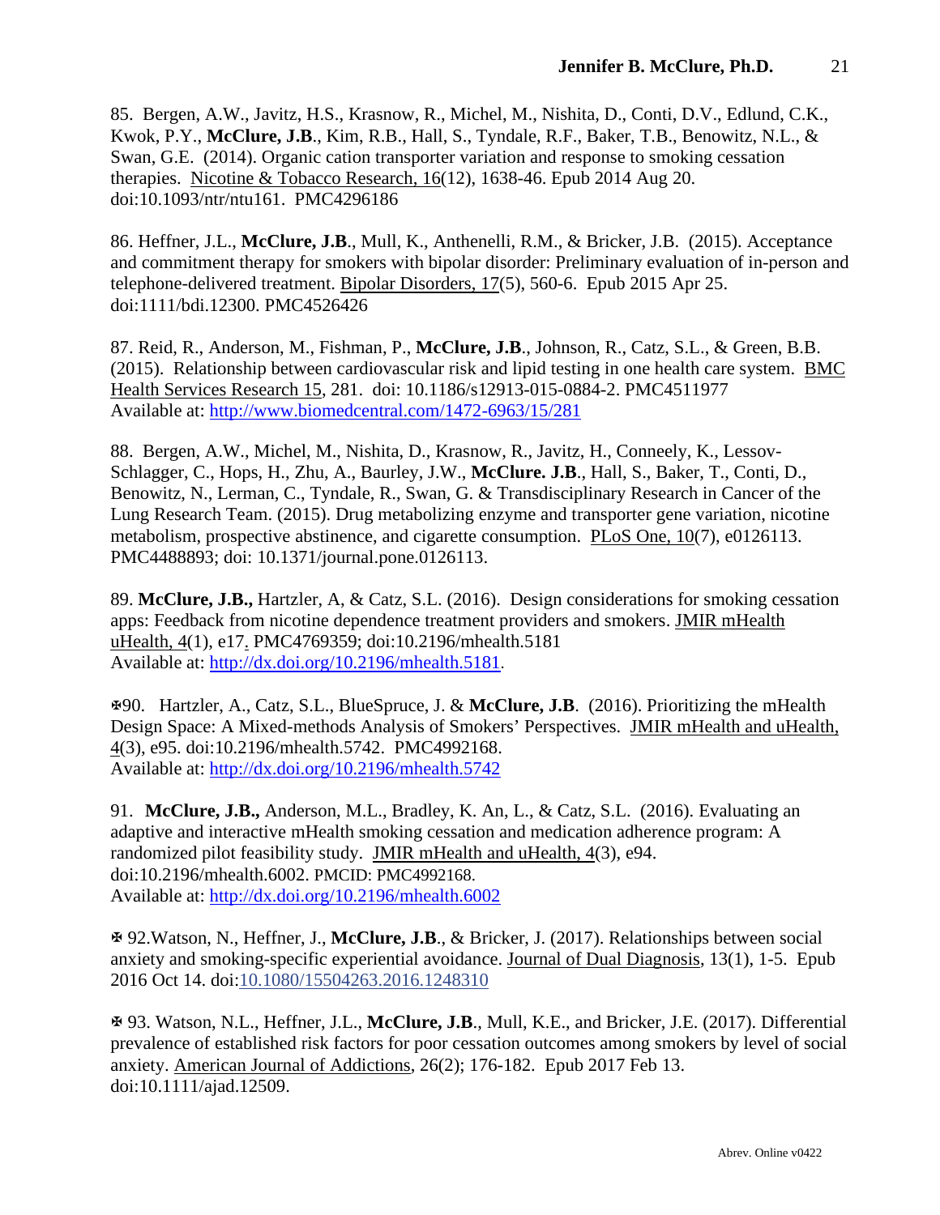85. Bergen, A.W., Javitz, H.S., Krasnow, R., Michel, M., Nishita, D., Conti, D.V., Edlund, C.K., Kwok, P.Y., **McClure, J.B**., Kim, R.B., Hall, S., Tyndale, R.F., Baker, T.B., Benowitz, N.L., & Swan, G.E. (2014). Organic cation transporter variation and response to smoking cessation therapies. Nicotine & Tobacco Research, 16(12), 1638-46. Epub 2014 Aug 20. doi:10.1093/ntr/ntu161. PMC4296186

86. Heffner, J.L., **McClure, J.B**., Mull, K., Anthenelli, R.M., & Bricker, J.B. (2015). Acceptance and commitment therapy for smokers with bipolar disorder: Preliminary evaluation of in-person and telephone-delivered treatment. Bipolar Disorders, 17(5), 560-6. Epub 2015 Apr 25. doi:1111/bdi.12300. PMC4526426

87. Reid, R., Anderson, M., Fishman, P., **McClure, J.B**., Johnson, R., Catz, S.L., & Green, B.B. (2015). Relationship between cardiovascular risk and lipid testing in one health care system. BMC Health Services Research 15, 281. doi: 10.1186/s12913-015-0884-2. PMC4511977
Available at: http://www.biomedcentral.com/1472-6963/15/281

88. Bergen, A.W., Michel, M., Nishita, D., Krasnow, R., Javitz, H., Conneely, K., Lessov-Schlagger, C., Hops, H., Zhu, A., Baurley, J.W., **McClure. J.B**., Hall, S., Baker, T., Conti, D., Benowitz, N., Lerman, C., Tyndale, R., Swan, G. & Transdisciplinary Research in Cancer of the Lung Research Team. (2015). Drug metabolizing enzyme and transporter gene variation, nicotine metabolism, prospective abstinence, and cigarette consumption. PLoS One, 10(7), e0126113. PMC4488893; doi: 10.1371/journal.pone.0126113.

89. **McClure, J.B.,** Hartzler, A, & Catz, S.L. (2016). Design considerations for smoking cessation apps: Feedback from nicotine dependence treatment providers and smokers. JMIR mHealth uHealth, 4(1), e17. PMC4769359; doi:10.2196/mhealth.5181
Available at: http://dx.doi.org/10.2196/mhealth.5181.

✠90. Hartzler, A., Catz, S.L., BlueSpruce, J. & **McClure, J.B**. (2016). Prioritizing the mHealth Design Space: A Mixed-methods Analysis of Smokers' Perspectives. JMIR mHealth and uHealth, 4(3), e95. doi:10.2196/mhealth.5742. PMC4992168.
Available at: http://dx.doi.org/10.2196/mhealth.5742

91. **McClure, J.B.,** Anderson, M.L., Bradley, K. An, L., & Catz, S.L. (2016). Evaluating an adaptive and interactive mHealth smoking cessation and medication adherence program: A randomized pilot feasibility study. JMIR mHealth and uHealth, 4(3), e94. doi:10.2196/mhealth.6002. PMCID: PMC4992168.
Available at: http://dx.doi.org/10.2196/mhealth.6002

✠ 92.Watson, N., Heffner, J., **McClure, J.B**., & Bricker, J. (2017). Relationships between social anxiety and smoking-specific experiential avoidance. Journal of Dual Diagnosis, 13(1), 1-5. Epub 2016 Oct 14. doi:10.1080/15504263.2016.1248310

✠ 93. Watson, N.L., Heffner, J.L., **McClure, J.B**., Mull, K.E., and Bricker, J.E. (2017). Differential prevalence of established risk factors for poor cessation outcomes among smokers by level of social anxiety. American Journal of Addictions, 26(2); 176-182. Epub 2017 Feb 13. doi:10.1111/ajad.12509.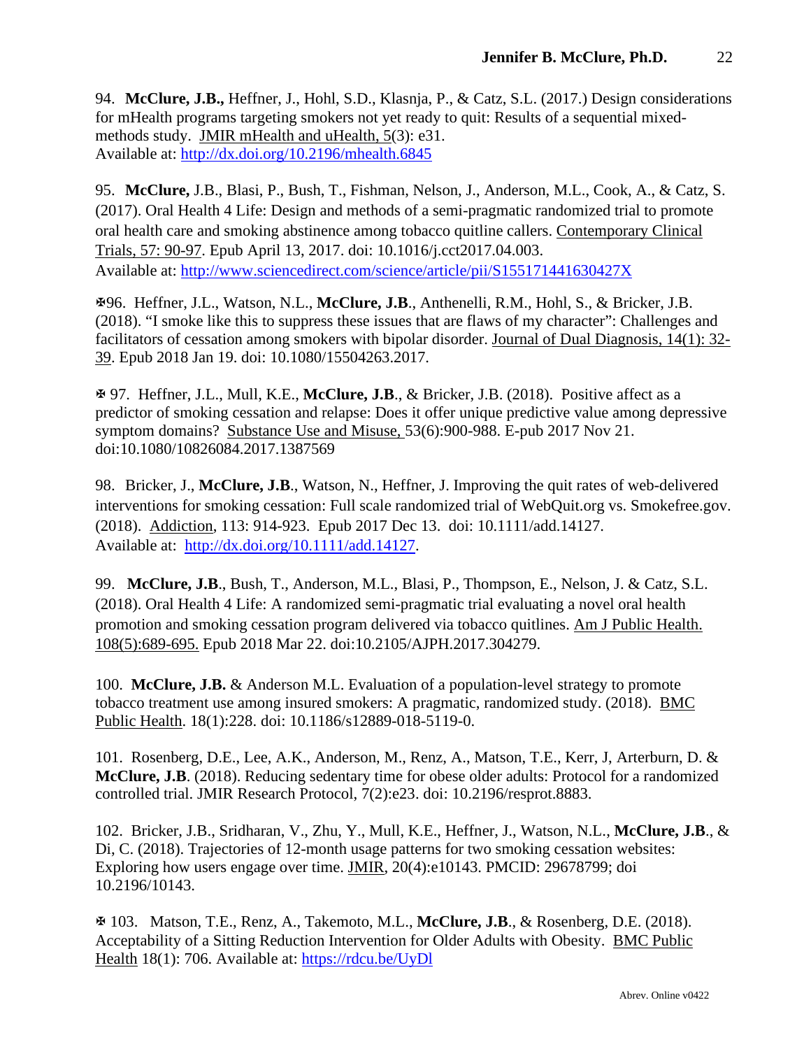94. **McClure, J.B.,** Heffner, J., Hohl, S.D., Klasnja, P., & Catz, S.L. (2017.) Design considerations for mHealth programs targeting smokers not yet ready to quit: Results of a sequential mixed-methods study. JMIR mHealth and uHealth, 5(3): e31.
Available at: http://dx.doi.org/10.2196/mhealth.6845

95. **McClure,** J.B., Blasi, P., Bush, T., Fishman, Nelson, J., Anderson, M.L., Cook, A., & Catz, S. (2017). Oral Health 4 Life: Design and methods of a semi-pragmatic randomized trial to promote oral health care and smoking abstinence among tobacco quitline callers. Contemporary Clinical Trials, 57: 90-97. Epub April 13, 2017. doi: 10.1016/j.cct2017.04.003.
Available at: http://www.sciencedirect.com/science/article/pii/S155171441630427X

✠96. Heffner, J.L., Watson, N.L., **McClure, J.B**., Anthenelli, R.M., Hohl, S., & Bricker, J.B. (2018). "I smoke like this to suppress these issues that are flaws of my character": Challenges and facilitators of cessation among smokers with bipolar disorder. Journal of Dual Diagnosis, 14(1): 32-39. Epub 2018 Jan 19. doi: 10.1080/15504263.2017.

✠ 97. Heffner, J.L., Mull, K.E., **McClure, J.B**., & Bricker, J.B. (2018). Positive affect as a predictor of smoking cessation and relapse: Does it offer unique predictive value among depressive symptom domains? Substance Use and Misuse, 53(6):900-988. E-pub 2017 Nov 21. doi:10.1080/10826084.2017.1387569

98. Bricker, J., **McClure, J.B**., Watson, N., Heffner, J. Improving the quit rates of web-delivered interventions for smoking cessation: Full scale randomized trial of WebQuit.org vs. Smokefree.gov. (2018). Addiction, 113: 914-923. Epub 2017 Dec 13. doi: 10.1111/add.14127.
Available at: http://dx.doi.org/10.1111/add.14127.

99. **McClure, J.B**., Bush, T., Anderson, M.L., Blasi, P., Thompson, E., Nelson, J. & Catz, S.L. (2018). Oral Health 4 Life: A randomized semi-pragmatic trial evaluating a novel oral health promotion and smoking cessation program delivered via tobacco quitlines. Am J Public Health. 108(5):689-695. Epub 2018 Mar 22. doi:10.2105/AJPH.2017.304279.

100. **McClure, J.B.** & Anderson M.L. Evaluation of a population-level strategy to promote tobacco treatment use among insured smokers: A pragmatic, randomized study. (2018). BMC Public Health. 18(1):228. doi: 10.1186/s12889-018-5119-0.

101. Rosenberg, D.E., Lee, A.K., Anderson, M., Renz, A., Matson, T.E., Kerr, J, Arterburn, D. & **McClure, J.B**. (2018). Reducing sedentary time for obese older adults: Protocol for a randomized controlled trial. JMIR Research Protocol, 7(2):e23. doi: 10.2196/resprot.8883.

102. Bricker, J.B., Sridharan, V., Zhu, Y., Mull, K.E., Heffner, J., Watson, N.L., **McClure, J.B**., & Di, C. (2018). Trajectories of 12-month usage patterns for two smoking cessation websites: Exploring how users engage over time. JMIR, 20(4):e10143. PMCID: 29678799; doi 10.2196/10143.

✠ 103. Matson, T.E., Renz, A., Takemoto, M.L., **McClure, J.B**., & Rosenberg, D.E. (2018). Acceptability of a Sitting Reduction Intervention for Older Adults with Obesity. BMC Public Health 18(1): 706. Available at: https://rdcu.be/UyDl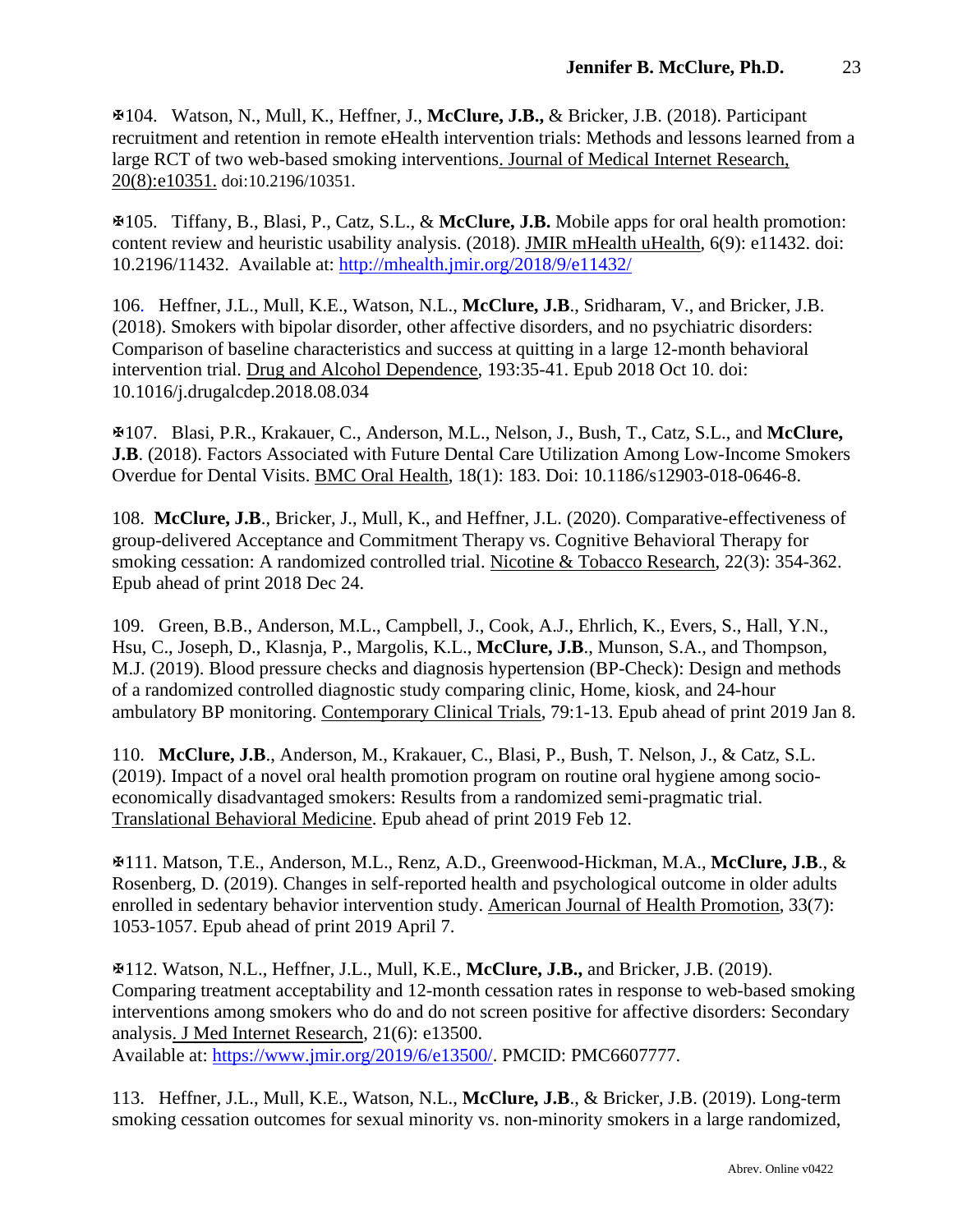✠104. Watson, N., Mull, K., Heffner, J., **McClure, J.B.,** & Bricker, J.B. (2018). Participant recruitment and retention in remote eHealth intervention trials: Methods and lessons learned from a large RCT of two web-based smoking interventions. Journal of Medical Internet Research, 20(8):e10351. doi:10.2196/10351.

✠105. Tiffany, B., Blasi, P., Catz, S.L., & **McClure, J.B.** Mobile apps for oral health promotion: content review and heuristic usability analysis. (2018). JMIR mHealth uHealth, 6(9): e11432. doi: 10.2196/11432. Available at: http://mhealth.jmir.org/2018/9/e11432/

106. Heffner, J.L., Mull, K.E., Watson, N.L., **McClure, J.B**., Sridharam, V., and Bricker, J.B. (2018). Smokers with bipolar disorder, other affective disorders, and no psychiatric disorders: Comparison of baseline characteristics and success at quitting in a large 12-month behavioral intervention trial. Drug and Alcohol Dependence, 193:35-41. Epub 2018 Oct 10. doi: 10.1016/j.drugalcdep.2018.08.034

✠107. Blasi, P.R., Krakauer, C., Anderson, M.L., Nelson, J., Bush, T., Catz, S.L., and **McClure, J.B**. (2018). Factors Associated with Future Dental Care Utilization Among Low-Income Smokers Overdue for Dental Visits. BMC Oral Health, 18(1): 183. Doi: 10.1186/s12903-018-0646-8.

108. **McClure, J.B**., Bricker, J., Mull, K., and Heffner, J.L. (2020). Comparative-effectiveness of group-delivered Acceptance and Commitment Therapy vs. Cognitive Behavioral Therapy for smoking cessation: A randomized controlled trial. Nicotine & Tobacco Research, 22(3): 354-362. Epub ahead of print 2018 Dec 24.

109. Green, B.B., Anderson, M.L., Campbell, J., Cook, A.J., Ehrlich, K., Evers, S., Hall, Y.N., Hsu, C., Joseph, D., Klasnja, P., Margolis, K.L., **McClure, J.B**., Munson, S.A., and Thompson, M.J. (2019). Blood pressure checks and diagnosis hypertension (BP-Check): Design and methods of a randomized controlled diagnostic study comparing clinic, Home, kiosk, and 24-hour ambulatory BP monitoring. Contemporary Clinical Trials, 79:1-13. Epub ahead of print 2019 Jan 8.

110. **McClure, J.B**., Anderson, M., Krakauer, C., Blasi, P., Bush, T. Nelson, J., & Catz, S.L. (2019). Impact of a novel oral health promotion program on routine oral hygiene among socio-economically disadvantaged smokers: Results from a randomized semi-pragmatic trial. Translational Behavioral Medicine. Epub ahead of print 2019 Feb 12.

✠111. Matson, T.E., Anderson, M.L., Renz, A.D., Greenwood-Hickman, M.A., **McClure, J.B**., & Rosenberg, D. (2019). Changes in self-reported health and psychological outcome in older adults enrolled in sedentary behavior intervention study. American Journal of Health Promotion, 33(7): 1053-1057. Epub ahead of print 2019 April 7.

✠112. Watson, N.L., Heffner, J.L., Mull, K.E., **McClure, J.B.,** and Bricker, J.B. (2019). Comparing treatment acceptability and 12-month cessation rates in response to web-based smoking interventions among smokers who do and do not screen positive for affective disorders: Secondary analysis. J Med Internet Research, 21(6): e13500.
Available at: https://www.jmir.org/2019/6/e13500/. PMCID: PMC6607777.

113. Heffner, J.L., Mull, K.E., Watson, N.L., **McClure, J.B**., & Bricker, J.B. (2019). Long-term smoking cessation outcomes for sexual minority vs. non-minority smokers in a large randomized,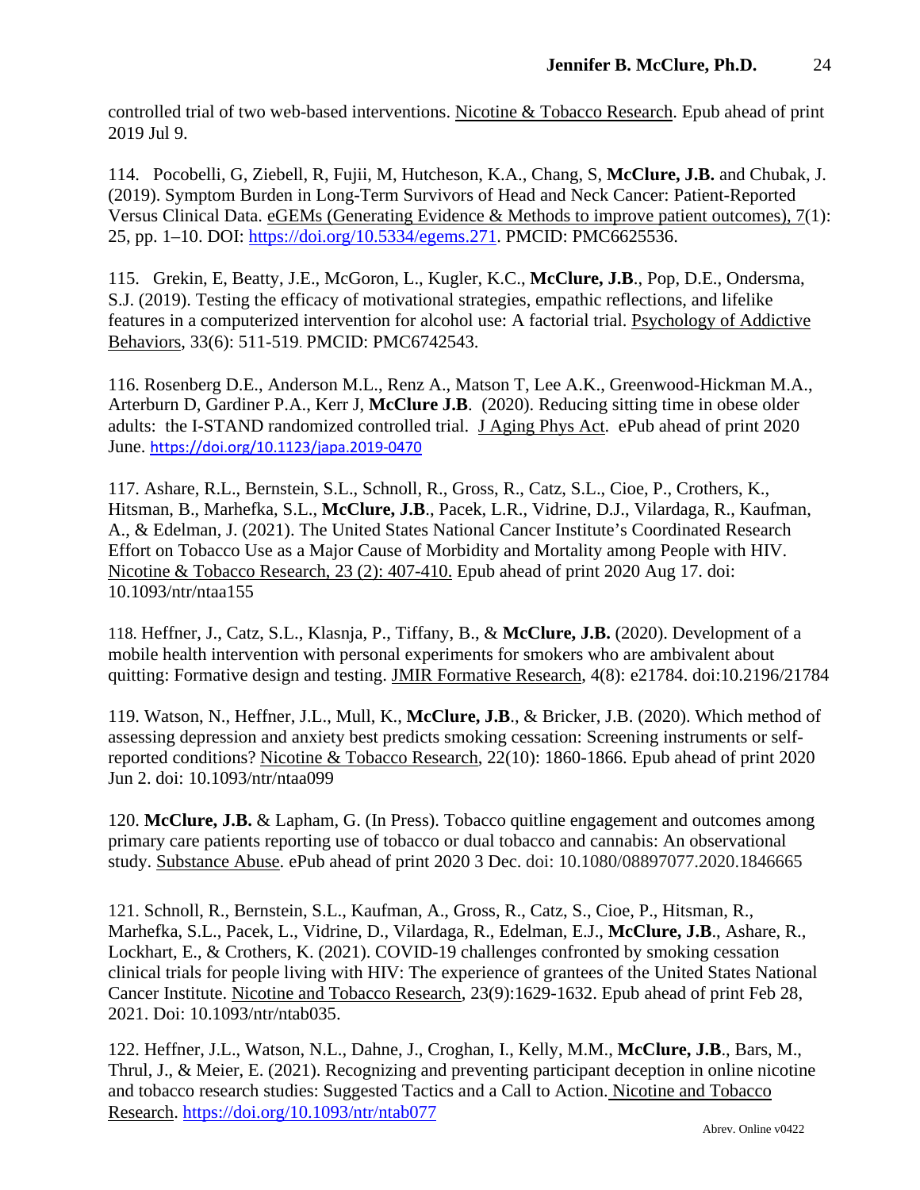controlled trial of two web-based interventions. Nicotine & Tobacco Research. Epub ahead of print 2019 Jul 9.

114. Pocobelli, G, Ziebell, R, Fujii, M, Hutcheson, K.A., Chang, S, **McClure, J.B.** and Chubak, J. (2019). Symptom Burden in Long-Term Survivors of Head and Neck Cancer: Patient-Reported Versus Clinical Data. eGEMs (Generating Evidence & Methods to improve patient outcomes), 7(1): 25, pp. 1–10. DOI: https://doi.org/10.5334/egems.271. PMCID: PMC6625536.

115. Grekin, E, Beatty, J.E., McGoron, L., Kugler, K.C., **McClure, J.B**., Pop, D.E., Ondersma, S.J. (2019). Testing the efficacy of motivational strategies, empathic reflections, and lifelike features in a computerized intervention for alcohol use: A factorial trial. Psychology of Addictive Behaviors, 33(6): 511-519. PMCID: PMC6742543.

116. Rosenberg D.E., Anderson M.L., Renz A., Matson T, Lee A.K., Greenwood-Hickman M.A., Arterburn D, Gardiner P.A., Kerr J, **McClure J.B**. (2020). Reducing sitting time in obese older adults: the I-STAND randomized controlled trial. J Aging Phys Act. ePub ahead of print 2020 June. https://doi.org/10.1123/japa.2019-0470

117. Ashare, R.L., Bernstein, S.L., Schnoll, R., Gross, R., Catz, S.L., Cioe, P., Crothers, K., Hitsman, B., Marhefka, S.L., **McClure, J.B**., Pacek, L.R., Vidrine, D.J., Vilardaga, R., Kaufman, A., & Edelman, J. (2021). The United States National Cancer Institute's Coordinated Research Effort on Tobacco Use as a Major Cause of Morbidity and Mortality among People with HIV. Nicotine & Tobacco Research, 23 (2): 407-410. Epub ahead of print 2020 Aug 17. doi: 10.1093/ntr/ntaa155

118. Heffner, J., Catz, S.L., Klasnja, P., Tiffany, B., & **McClure, J.B.** (2020). Development of a mobile health intervention with personal experiments for smokers who are ambivalent about quitting: Formative design and testing. JMIR Formative Research, 4(8): e21784. doi:10.2196/21784

119. Watson, N., Heffner, J.L., Mull, K., **McClure, J.B**., & Bricker, J.B. (2020). Which method of assessing depression and anxiety best predicts smoking cessation: Screening instruments or self-reported conditions? Nicotine & Tobacco Research, 22(10): 1860-1866. Epub ahead of print 2020 Jun 2. doi: 10.1093/ntr/ntaa099

120. **McClure, J.B.** & Lapham, G. (In Press). Tobacco quitline engagement and outcomes among primary care patients reporting use of tobacco or dual tobacco and cannabis: An observational study. Substance Abuse. ePub ahead of print 2020 3 Dec. doi: 10.1080/08897077.2020.1846665

121. Schnoll, R., Bernstein, S.L., Kaufman, A., Gross, R., Catz, S., Cioe, P., Hitsman, R., Marhefka, S.L., Pacek, L., Vidrine, D., Vilardaga, R., Edelman, E.J., **McClure, J.B**., Ashare, R., Lockhart, E., & Crothers, K. (2021). COVID-19 challenges confronted by smoking cessation clinical trials for people living with HIV: The experience of grantees of the United States National Cancer Institute. Nicotine and Tobacco Research, 23(9):1629-1632. Epub ahead of print Feb 28, 2021. Doi: 10.1093/ntr/ntab035.

122. Heffner, J.L., Watson, N.L., Dahne, J., Croghan, I., Kelly, M.M., **McClure, J.B**., Bars, M., Thrul, J., & Meier, E. (2021). Recognizing and preventing participant deception in online nicotine and tobacco research studies: Suggested Tactics and a Call to Action. Nicotine and Tobacco Research. https://doi.org/10.1093/ntr/ntab077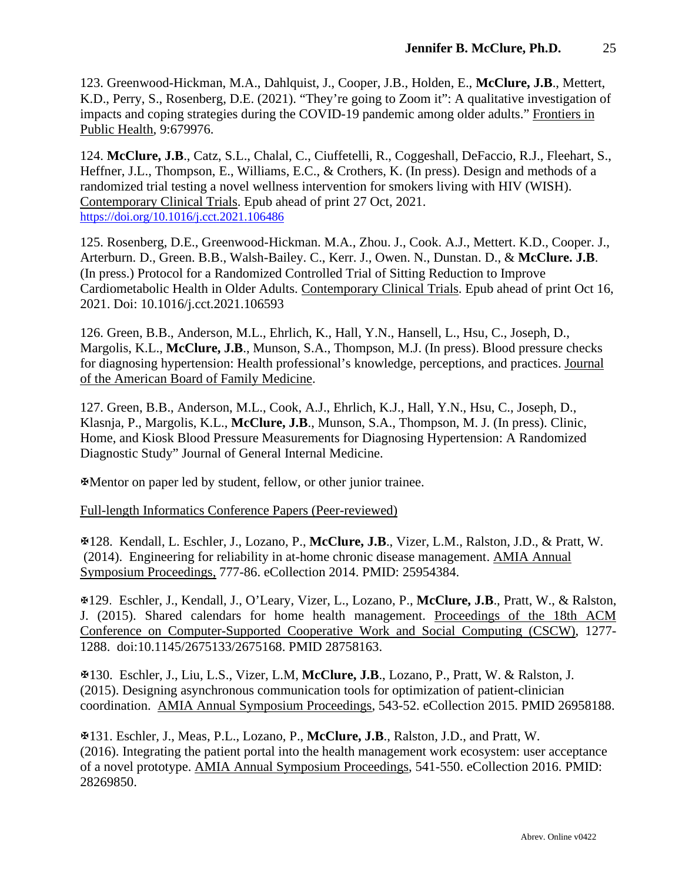123. Greenwood-Hickman, M.A., Dahlquist, J., Cooper, J.B., Holden, E., **McClure, J.B**., Mettert, K.D., Perry, S., Rosenberg, D.E. (2021). “They’re going to Zoom it”: A qualitative investigation of impacts and coping strategies during the COVID-19 pandemic among older adults.” Frontiers in Public Health, 9:679976.

124. **McClure, J.B**., Catz, S.L., Chalal, C., Ciuffetelli, R., Coggeshall, DeFaccio, R.J., Fleehart, S., Heffner, J.L., Thompson, E., Williams, E.C., & Crothers, K. (In press). Design and methods of a randomized trial testing a novel wellness intervention for smokers living with HIV (WISH). Contemporary Clinical Trials. Epub ahead of print 27 Oct, 2021. https://doi.org/10.1016/j.cct.2021.106486

125. Rosenberg, D.E., Greenwood-Hickman. M.A., Zhou. J., Cook. A.J., Mettert. K.D., Cooper. J., Arterburn. D., Green. B.B., Walsh-Bailey. C., Kerr. J., Owen. N., Dunstan. D., & **McClure. J.B**. (In press.) Protocol for a Randomized Controlled Trial of Sitting Reduction to Improve Cardiometabolic Health in Older Adults. Contemporary Clinical Trials. Epub ahead of print Oct 16, 2021. Doi: 10.1016/j.cct.2021.106593

126. Green, B.B., Anderson, M.L., Ehrlich, K., Hall, Y.N., Hansell, L., Hsu, C., Joseph, D., Margolis, K.L., **McClure, J.B**., Munson, S.A., Thompson, M.J. (In press). Blood pressure checks for diagnosing hypertension: Health professional’s knowledge, perceptions, and practices. Journal of the American Board of Family Medicine.

127. Green, B.B., Anderson, M.L., Cook, A.J., Ehrlich, K.J., Hall, Y.N., Hsu, C., Joseph, D., Klasnja, P., Margolis, K.L., **McClure, J.B**., Munson, S.A., Thompson, M. J. (In press). Clinic, Home, and Kiosk Blood Pressure Measurements for Diagnosing Hypertension: A Randomized Diagnostic Study” Journal of General Internal Medicine.

✠Mentor on paper led by student, fellow, or other junior trainee.

Full-length Informatics Conference Papers (Peer-reviewed)

✠128. Kendall, L. Eschler, J., Lozano, P., **McClure, J.B**., Vizer, L.M., Ralston, J.D., & Pratt, W. (2014). Engineering for reliability in at-home chronic disease management. AMIA Annual Symposium Proceedings, 777-86. eCollection 2014. PMID: 25954384.

✠129. Eschler, J., Kendall, J., O’Leary, Vizer, L., Lozano, P., **McClure, J.B**., Pratt, W., & Ralston, J. (2015). Shared calendars for home health management. Proceedings of the 18th ACM Conference on Computer-Supported Cooperative Work and Social Computing (CSCW), 1277-1288. doi:10.1145/2675133/2675168. PMID 28758163.

✠130. Eschler, J., Liu, L.S., Vizer, L.M, **McClure, J.B**., Lozano, P., Pratt, W. & Ralston, J. (2015). Designing asynchronous communication tools for optimization of patient-clinician coordination. AMIA Annual Symposium Proceedings, 543-52. eCollection 2015. PMID 26958188.

✠131. Eschler, J., Meas, P.L., Lozano, P., **McClure, J.B**., Ralston, J.D., and Pratt, W. (2016). Integrating the patient portal into the health management work ecosystem: user acceptance of a novel prototype. AMIA Annual Symposium Proceedings, 541-550. eCollection 2016. PMID: 28269850.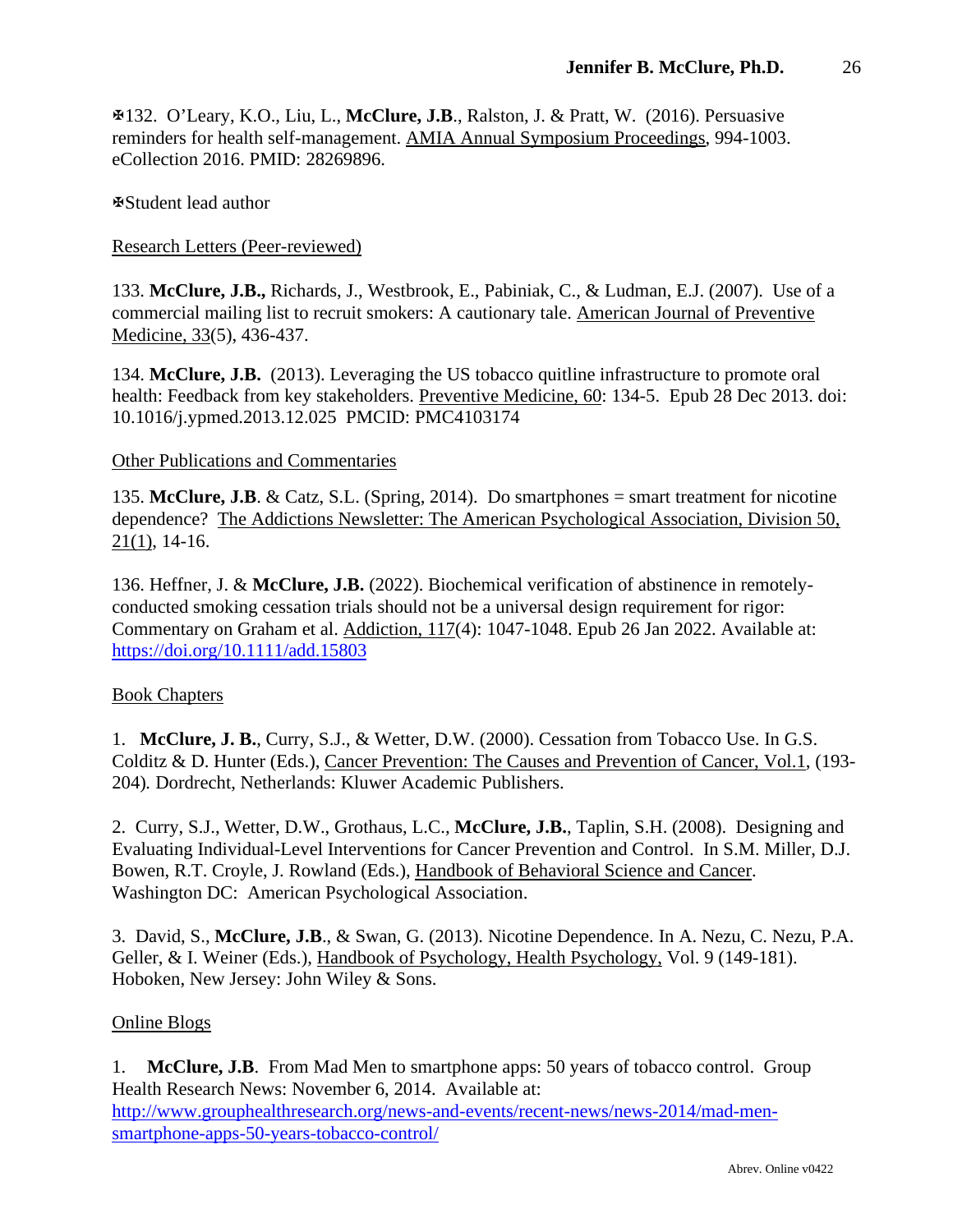✠132. O'Leary, K.O., Liu, L., **McClure, J.B**., Ralston, J. & Pratt, W. (2016). Persuasive reminders for health self-management. AMIA Annual Symposium Proceedings, 994-1003. eCollection 2016. PMID: 28269896.

✠Student lead author

Research Letters (Peer-reviewed)

133. **McClure, J.B.,** Richards, J., Westbrook, E., Pabiniak, C., & Ludman, E.J. (2007). Use of a commercial mailing list to recruit smokers: A cautionary tale. American Journal of Preventive Medicine, 33(5), 436-437.

134. **McClure, J.B.** (2013). Leveraging the US tobacco quitline infrastructure to promote oral health: Feedback from key stakeholders. Preventive Medicine, 60: 134-5. Epub 28 Dec 2013. doi: 10.1016/j.ypmed.2013.12.025 PMCID: PMC4103174

Other Publications and Commentaries

135. **McClure, J.B**. & Catz, S.L. (Spring, 2014). Do smartphones = smart treatment for nicotine dependence? The Addictions Newsletter: The American Psychological Association, Division 50, 21(1), 14-16.

136. Heffner, J. & **McClure, J.B.** (2022). Biochemical verification of abstinence in remotely-conducted smoking cessation trials should not be a universal design requirement for rigor: Commentary on Graham et al. Addiction, 117(4): 1047-1048. Epub 26 Jan 2022. Available at: https://doi.org/10.1111/add.15803

Book Chapters

1. **McClure, J. B.**, Curry, S.J., & Wetter, D.W. (2000). Cessation from Tobacco Use. In G.S. Colditz & D. Hunter (Eds.), Cancer Prevention: The Causes and Prevention of Cancer, Vol.1, (193-204). Dordrecht, Netherlands: Kluwer Academic Publishers.

2. Curry, S.J., Wetter, D.W., Grothaus, L.C., **McClure, J.B.**, Taplin, S.H. (2008). Designing and Evaluating Individual-Level Interventions for Cancer Prevention and Control. In S.M. Miller, D.J. Bowen, R.T. Croyle, J. Rowland (Eds.), Handbook of Behavioral Science and Cancer. Washington DC: American Psychological Association.

3. David, S., **McClure, J.B**., & Swan, G. (2013). Nicotine Dependence. In A. Nezu, C. Nezu, P.A. Geller, & I. Weiner (Eds.), Handbook of Psychology, Health Psychology, Vol. 9 (149-181). Hoboken, New Jersey: John Wiley & Sons.

Online Blogs

1. **McClure, J.B**. From Mad Men to smartphone apps: 50 years of tobacco control. Group Health Research News: November 6, 2014. Available at: http://www.grouphealthresearch.org/news-and-events/recent-news/news-2014/mad-men-smartphone-apps-50-years-tobacco-control/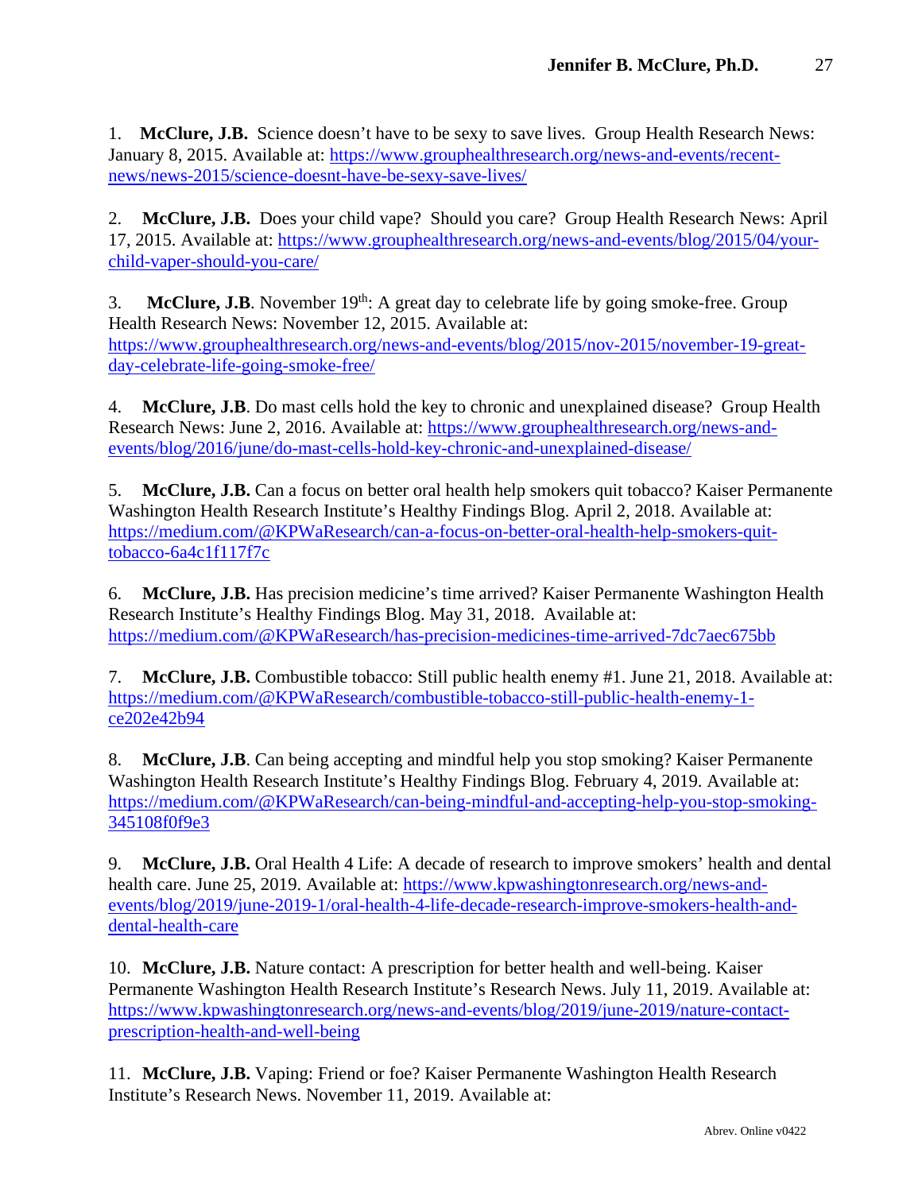1. **McClure, J.B.** Science doesn't have to be sexy to save lives. Group Health Research News: January 8, 2015. Available at: https://www.grouphealthresearch.org/news-and-events/recent-news/news-2015/science-doesnt-have-be-sexy-save-lives/

2. **McClure, J.B.** Does your child vape? Should you care? Group Health Research News: April 17, 2015. Available at: https://www.grouphealthresearch.org/news-and-events/blog/2015/04/your-child-vaper-should-you-care/

3. **McClure, J.B**. November 19th: A great day to celebrate life by going smoke-free. Group Health Research News: November 12, 2015. Available at: https://www.grouphealthresearch.org/news-and-events/blog/2015/nov-2015/november-19-great-day-celebrate-life-going-smoke-free/

4. **McClure, J.B**. Do mast cells hold the key to chronic and unexplained disease? Group Health Research News: June 2, 2016. Available at: https://www.grouphealthresearch.org/news-and-events/blog/2016/june/do-mast-cells-hold-key-chronic-and-unexplained-disease/

5. **McClure, J.B.** Can a focus on better oral health help smokers quit tobacco? Kaiser Permanente Washington Health Research Institute's Healthy Findings Blog. April 2, 2018. Available at: https://medium.com/@KPWaResearch/can-a-focus-on-better-oral-health-help-smokers-quit-tobacco-6a4c1f117f7c

6. **McClure, J.B.** Has precision medicine's time arrived? Kaiser Permanente Washington Health Research Institute's Healthy Findings Blog. May 31, 2018. Available at: https://medium.com/@KPWaResearch/has-precision-medicines-time-arrived-7dc7aec675bb

7. **McClure, J.B.** Combustible tobacco: Still public health enemy #1. June 21, 2018. Available at: https://medium.com/@KPWaResearch/combustible-tobacco-still-public-health-enemy-1-ce202e42b94

8. **McClure, J.B**. Can being accepting and mindful help you stop smoking? Kaiser Permanente Washington Health Research Institute's Healthy Findings Blog. February 4, 2019. Available at: https://medium.com/@KPWaResearch/can-being-mindful-and-accepting-help-you-stop-smoking-345108f0f9e3

9. **McClure, J.B.** Oral Health 4 Life: A decade of research to improve smokers' health and dental health care. June 25, 2019. Available at: https://www.kpwashingtonresearch.org/news-and-events/blog/2019/june-2019-1/oral-health-4-life-decade-research-improve-smokers-health-and-dental-health-care

10. **McClure, J.B.** Nature contact: A prescription for better health and well-being. Kaiser Permanente Washington Health Research Institute's Research News. July 11, 2019. Available at: https://www.kpwashingtonresearch.org/news-and-events/blog/2019/june-2019/nature-contact-prescription-health-and-well-being

11. **McClure, J.B.** Vaping: Friend or foe? Kaiser Permanente Washington Health Research Institute's Research News. November 11, 2019. Available at: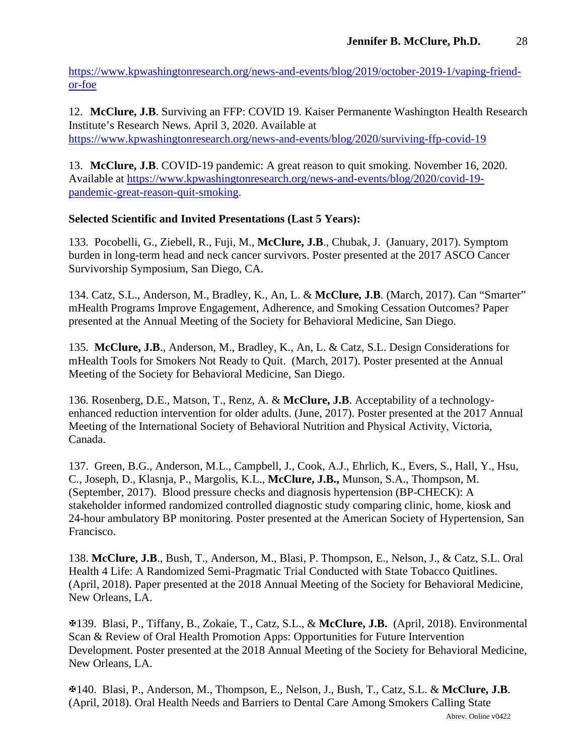https://www.kpwashingtonresearch.org/news-and-events/blog/2019/october-2019-1/vaping-friend-or-foe

12. **McClure, J.B**. Surviving an FFP: COVID 19. Kaiser Permanente Washington Health Research Institute's Research News. April 3, 2020. Available at https://www.kpwashingtonresearch.org/news-and-events/blog/2020/surviving-ffp-covid-19

13. **McClure, J.B**. COVID-19 pandemic: A great reason to quit smoking. November 16, 2020. Available at https://www.kpwashingtonresearch.org/news-and-events/blog/2020/covid-19-pandemic-great-reason-quit-smoking.

**Selected Scientific and Invited Presentations (Last 5 Years):**

133. Pocobelli, G., Ziebell, R., Fuji, M., **McClure, J.B**., Chubak, J. (January, 2017). Symptom burden in long-term head and neck cancer survivors. Poster presented at the 2017 ASCO Cancer Survivorship Symposium, San Diego, CA.

134. Catz, S.L., Anderson, M., Bradley, K., An, L. & **McClure, J.B**. (March, 2017). Can "Smarter" mHealth Programs Improve Engagement, Adherence, and Smoking Cessation Outcomes? Paper presented at the Annual Meeting of the Society for Behavioral Medicine, San Diego.

135. **McClure, J.B**., Anderson, M., Bradley, K., An, L. & Catz, S.L. Design Considerations for mHealth Tools for Smokers Not Ready to Quit. (March, 2017). Poster presented at the Annual Meeting of the Society for Behavioral Medicine, San Diego.

136. Rosenberg, D.E., Matson, T., Renz, A. & **McClure, J.B**. Acceptability of a technology-enhanced reduction intervention for older adults. (June, 2017). Poster presented at the 2017 Annual Meeting of the International Society of Behavioral Nutrition and Physical Activity, Victoria, Canada.

137. Green, B.G., Anderson, M.L., Campbell, J., Cook, A.J., Ehrlich, K., Evers, S., Hall, Y., Hsu, C., Joseph, D., Klasnja, P., Margolis, K.L., **McClure, J.B.,** Munson, S.A., Thompson, M. (September, 2017). Blood pressure checks and diagnosis hypertension (BP-CHECK): A stakeholder informed randomized controlled diagnostic study comparing clinic, home, kiosk and 24-hour ambulatory BP monitoring. Poster presented at the American Society of Hypertension, San Francisco.

138. **McClure, J.B**., Bush, T., Anderson, M., Blasi, P. Thompson, E., Nelson, J., & Catz, S.L. Oral Health 4 Life: A Randomized Semi-Pragmatic Trial Conducted with State Tobacco Quitlines. (April, 2018). Paper presented at the 2018 Annual Meeting of the Society for Behavioral Medicine, New Orleans, LA.

✠139. Blasi, P., Tiffany, B., Zokaie, T., Catz, S.L., & **McClure, J.B.** (April, 2018). Environmental Scan & Review of Oral Health Promotion Apps: Opportunities for Future Intervention Development. Poster presented at the 2018 Annual Meeting of the Society for Behavioral Medicine, New Orleans, LA.

✠140. Blasi, P., Anderson, M., Thompson, E., Nelson, J., Bush, T., Catz, S.L. & **McClure, J.B**. (April, 2018). Oral Health Needs and Barriers to Dental Care Among Smokers Calling State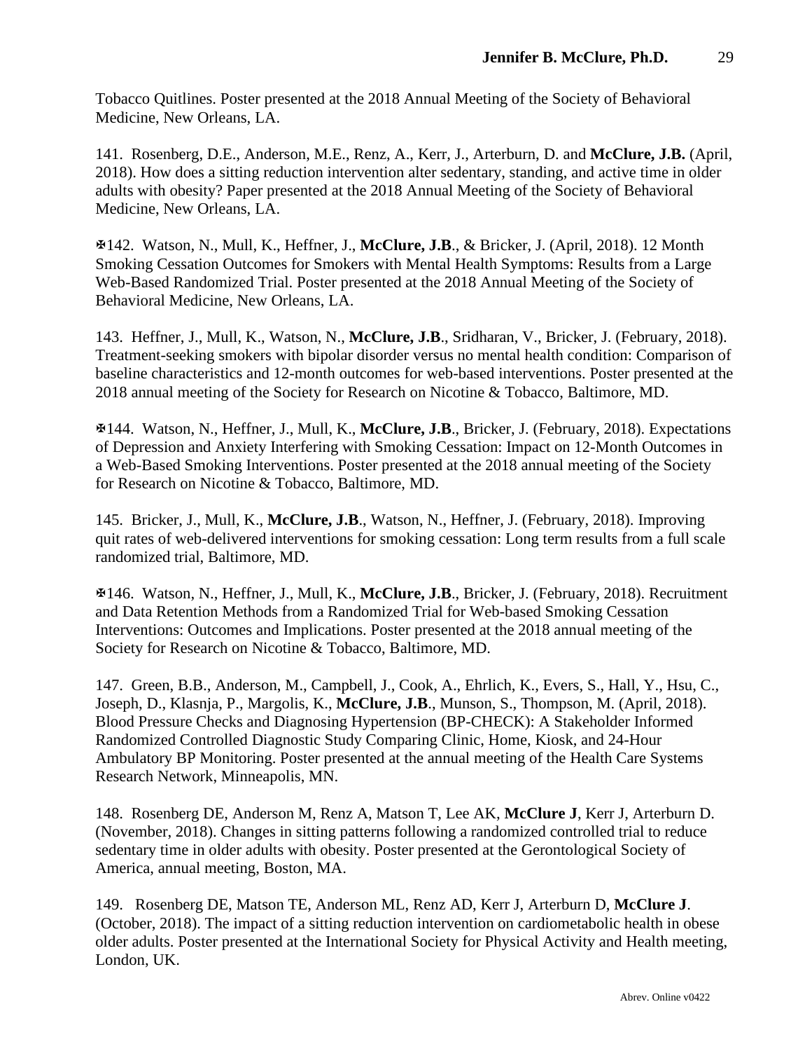Tobacco Quitlines. Poster presented at the 2018 Annual Meeting of the Society of Behavioral Medicine, New Orleans, LA.

141. Rosenberg, D.E., Anderson, M.E., Renz, A., Kerr, J., Arterburn, D. and **McClure, J.B.** (April, 2018). How does a sitting reduction intervention alter sedentary, standing, and active time in older adults with obesity? Paper presented at the 2018 Annual Meeting of the Society of Behavioral Medicine, New Orleans, LA.

✠142. Watson, N., Mull, K., Heffner, J., **McClure, J.B**., & Bricker, J. (April, 2018). 12 Month Smoking Cessation Outcomes for Smokers with Mental Health Symptoms: Results from a Large Web-Based Randomized Trial. Poster presented at the 2018 Annual Meeting of the Society of Behavioral Medicine, New Orleans, LA.

143. Heffner, J., Mull, K., Watson, N., **McClure, J.B**., Sridharan, V., Bricker, J. (February, 2018). Treatment-seeking smokers with bipolar disorder versus no mental health condition: Comparison of baseline characteristics and 12-month outcomes for web-based interventions. Poster presented at the 2018 annual meeting of the Society for Research on Nicotine & Tobacco, Baltimore, MD.

✠144. Watson, N., Heffner, J., Mull, K., **McClure, J.B**., Bricker, J. (February, 2018). Expectations of Depression and Anxiety Interfering with Smoking Cessation: Impact on 12-Month Outcomes in a Web-Based Smoking Interventions. Poster presented at the 2018 annual meeting of the Society for Research on Nicotine & Tobacco, Baltimore, MD.

145. Bricker, J., Mull, K., **McClure, J.B**., Watson, N., Heffner, J. (February, 2018). Improving quit rates of web-delivered interventions for smoking cessation: Long term results from a full scale randomized trial, Baltimore, MD.

✠146. Watson, N., Heffner, J., Mull, K., **McClure, J.B**., Bricker, J. (February, 2018). Recruitment and Data Retention Methods from a Randomized Trial for Web-based Smoking Cessation Interventions: Outcomes and Implications. Poster presented at the 2018 annual meeting of the Society for Research on Nicotine & Tobacco, Baltimore, MD.

147. Green, B.B., Anderson, M., Campbell, J., Cook, A., Ehrlich, K., Evers, S., Hall, Y., Hsu, C., Joseph, D., Klasnja, P., Margolis, K., **McClure, J.B**., Munson, S., Thompson, M. (April, 2018). Blood Pressure Checks and Diagnosing Hypertension (BP-CHECK): A Stakeholder Informed Randomized Controlled Diagnostic Study Comparing Clinic, Home, Kiosk, and 24-Hour Ambulatory BP Monitoring. Poster presented at the annual meeting of the Health Care Systems Research Network, Minneapolis, MN.

148. Rosenberg DE, Anderson M, Renz A, Matson T, Lee AK, **McClure J**, Kerr J, Arterburn D. (November, 2018). Changes in sitting patterns following a randomized controlled trial to reduce sedentary time in older adults with obesity. Poster presented at the Gerontological Society of America, annual meeting, Boston, MA.

149. Rosenberg DE, Matson TE, Anderson ML, Renz AD, Kerr J, Arterburn D, **McClure J**. (October, 2018). The impact of a sitting reduction intervention on cardiometabolic health in obese older adults. Poster presented at the International Society for Physical Activity and Health meeting, London, UK.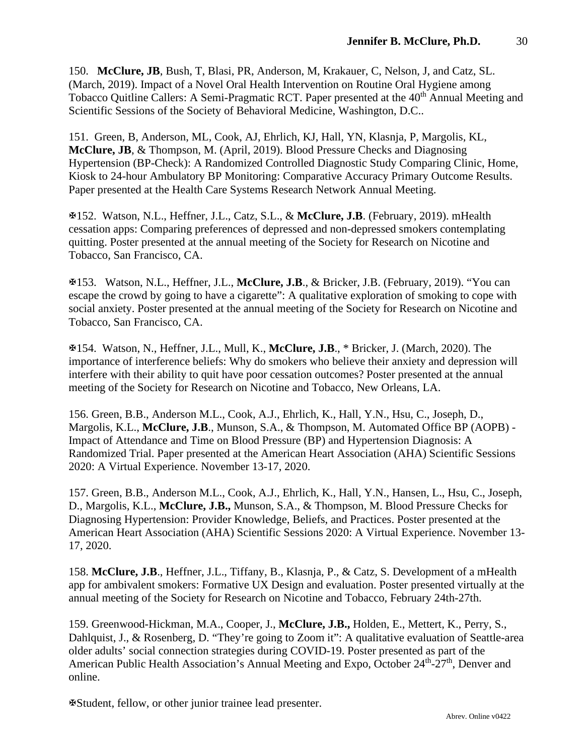150. **McClure, JB**, Bush, T, Blasi, PR, Anderson, M, Krakauer, C, Nelson, J, and Catz, SL. (March, 2019). Impact of a Novel Oral Health Intervention on Routine Oral Hygiene among Tobacco Quitline Callers: A Semi-Pragmatic RCT. Paper presented at the 40th Annual Meeting and Scientific Sessions of the Society of Behavioral Medicine, Washington, D.C..

151. Green, B, Anderson, ML, Cook, AJ, Ehrlich, KJ, Hall, YN, Klasnja, P, Margolis, KL, **McClure, JB**, & Thompson, M. (April, 2019). Blood Pressure Checks and Diagnosing Hypertension (BP-Check): A Randomized Controlled Diagnostic Study Comparing Clinic, Home, Kiosk to 24-hour Ambulatory BP Monitoring: Comparative Accuracy Primary Outcome Results. Paper presented at the Health Care Systems Research Network Annual Meeting.

✠152. Watson, N.L., Heffner, J.L., Catz, S.L., & **McClure, J.B**. (February, 2019). mHealth cessation apps: Comparing preferences of depressed and non-depressed smokers contemplating quitting. Poster presented at the annual meeting of the Society for Research on Nicotine and Tobacco, San Francisco, CA.

✠153. Watson, N.L., Heffner, J.L., **McClure, J.B**., & Bricker, J.B. (February, 2019). "You can escape the crowd by going to have a cigarette": A qualitative exploration of smoking to cope with social anxiety. Poster presented at the annual meeting of the Society for Research on Nicotine and Tobacco, San Francisco, CA.

✠154. Watson, N., Heffner, J.L., Mull, K., **McClure, J.B**., * Bricker, J. (March, 2020). The importance of interference beliefs: Why do smokers who believe their anxiety and depression will interfere with their ability to quit have poor cessation outcomes? Poster presented at the annual meeting of the Society for Research on Nicotine and Tobacco, New Orleans, LA.

156. Green, B.B., Anderson M.L., Cook, A.J., Ehrlich, K., Hall, Y.N., Hsu, C., Joseph, D., Margolis, K.L., **McClure, J.B**., Munson, S.A., & Thompson, M. Automated Office BP (AOPB) - Impact of Attendance and Time on Blood Pressure (BP) and Hypertension Diagnosis: A Randomized Trial. Paper presented at the American Heart Association (AHA) Scientific Sessions 2020: A Virtual Experience. November 13-17, 2020.

157. Green, B.B., Anderson M.L., Cook, A.J., Ehrlich, K., Hall, Y.N., Hansen, L., Hsu, C., Joseph, D., Margolis, K.L., **McClure, J.B.,** Munson, S.A., & Thompson, M. Blood Pressure Checks for Diagnosing Hypertension: Provider Knowledge, Beliefs, and Practices. Poster presented at the American Heart Association (AHA) Scientific Sessions 2020: A Virtual Experience. November 13-17, 2020.

158. **McClure, J.B**., Heffner, J.L., Tiffany, B., Klasnja, P., & Catz, S. Development of a mHealth app for ambivalent smokers: Formative UX Design and evaluation. Poster presented virtually at the annual meeting of the Society for Research on Nicotine and Tobacco, February 24th-27th.

159. Greenwood-Hickman, M.A., Cooper, J., **McClure, J.B.,** Holden, E., Mettert, K., Perry, S., Dahlquist, J., & Rosenberg, D. "They're going to Zoom it": A qualitative evaluation of Seattle-area older adults' social connection strategies during COVID-19. Poster presented as part of the American Public Health Association's Annual Meeting and Expo, October 24th-27th, Denver and online.

✠Student, fellow, or other junior trainee lead presenter.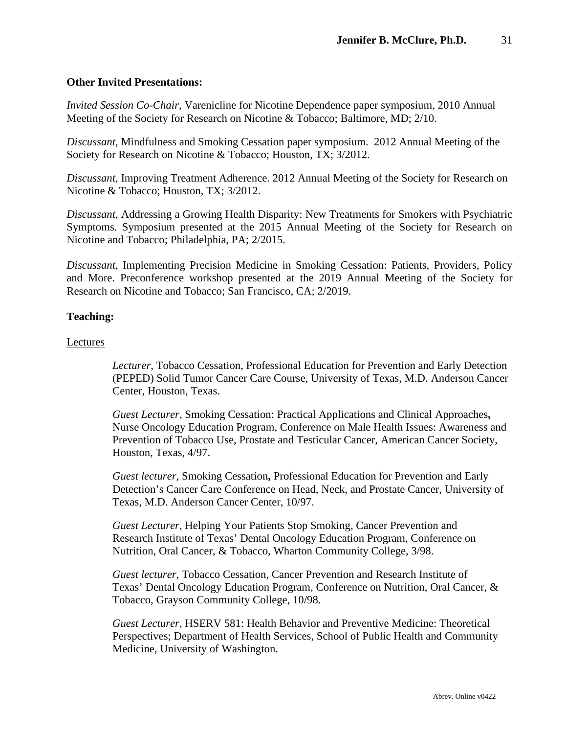**Other Invited Presentations:**

*Invited Session Co-Chair*, Varenicline for Nicotine Dependence paper symposium, 2010 Annual Meeting of the Society for Research on Nicotine & Tobacco; Baltimore, MD; 2/10.

*Discussant,* Mindfulness and Smoking Cessation paper symposium. 2012 Annual Meeting of the Society for Research on Nicotine & Tobacco; Houston, TX; 3/2012.

*Discussant*, Improving Treatment Adherence. 2012 Annual Meeting of the Society for Research on Nicotine & Tobacco; Houston, TX; 3/2012.

*Discussant*, Addressing a Growing Health Disparity: New Treatments for Smokers with Psychiatric Symptoms. Symposium presented at the 2015 Annual Meeting of the Society for Research on Nicotine and Tobacco; Philadelphia, PA; 2/2015.

*Discussant*, Implementing Precision Medicine in Smoking Cessation: Patients, Providers, Policy and More. Preconference workshop presented at the 2019 Annual Meeting of the Society for Research on Nicotine and Tobacco; San Francisco, CA; 2/2019.

**Teaching:**

Lectures

*Lecturer*, Tobacco Cessation, Professional Education for Prevention and Early Detection (PEPED) Solid Tumor Cancer Care Course, University of Texas, M.D. Anderson Cancer Center, Houston, Texas.

*Guest Lecturer*, Smoking Cessation: Practical Applications and Clinical Approaches**,** Nurse Oncology Education Program, Conference on Male Health Issues: Awareness and Prevention of Tobacco Use, Prostate and Testicular Cancer, American Cancer Society, Houston, Texas, 4/97.

*Guest lecturer*, Smoking Cessation**,** Professional Education for Prevention and Early Detection's Cancer Care Conference on Head, Neck, and Prostate Cancer, University of Texas, M.D. Anderson Cancer Center, 10/97.

*Guest Lecturer*, Helping Your Patients Stop Smoking, Cancer Prevention and Research Institute of Texas' Dental Oncology Education Program, Conference on Nutrition, Oral Cancer, & Tobacco, Wharton Community College, 3/98.

*Guest lecturer*, Tobacco Cessation, Cancer Prevention and Research Institute of Texas' Dental Oncology Education Program, Conference on Nutrition, Oral Cancer, & Tobacco, Grayson Community College, 10/98.

*Guest Lecturer*, HSERV 581: Health Behavior and Preventive Medicine: Theoretical Perspectives; Department of Health Services, School of Public Health and Community Medicine, University of Washington.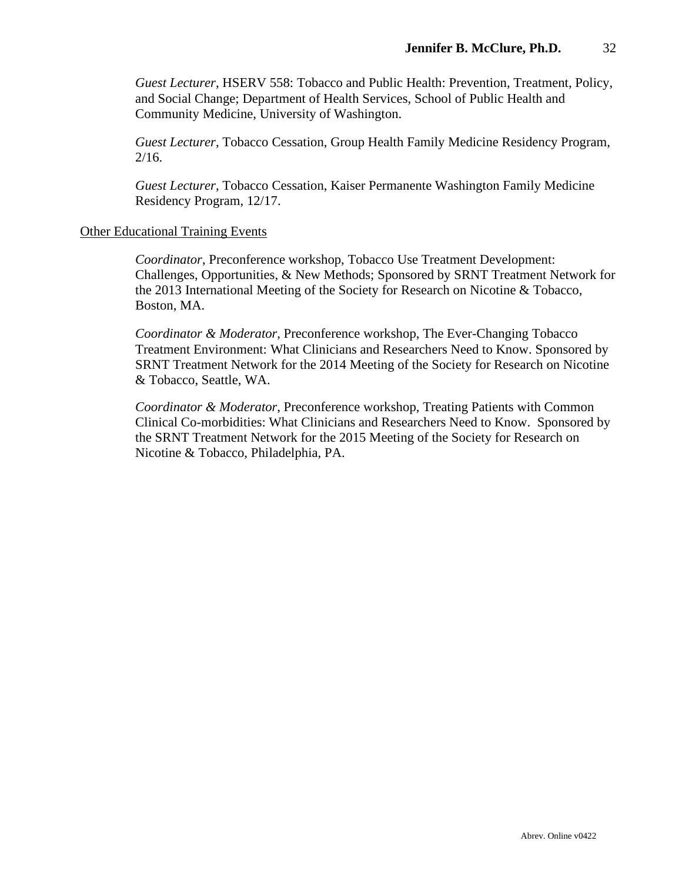*Guest Lecturer*, HSERV 558: Tobacco and Public Health: Prevention, Treatment, Policy, and Social Change; Department of Health Services, School of Public Health and Community Medicine, University of Washington.

*Guest Lecturer*, Tobacco Cessation, Group Health Family Medicine Residency Program, 2/16.

*Guest Lecturer*, Tobacco Cessation, Kaiser Permanente Washington Family Medicine Residency Program, 12/17.

<u>Other Educational Training Events</u>

*Coordinator*, Preconference workshop, Tobacco Use Treatment Development: Challenges, Opportunities, & New Methods; Sponsored by SRNT Treatment Network for the 2013 International Meeting of the Society for Research on Nicotine & Tobacco, Boston, MA.

*Coordinator & Moderator*, Preconference workshop, The Ever-Changing Tobacco Treatment Environment: What Clinicians and Researchers Need to Know. Sponsored by SRNT Treatment Network for the 2014 Meeting of the Society for Research on Nicotine & Tobacco, Seattle, WA.

*Coordinator & Moderator*, Preconference workshop, Treating Patients with Common Clinical Co-morbidities: What Clinicians and Researchers Need to Know. Sponsored by the SRNT Treatment Network for the 2015 Meeting of the Society for Research on Nicotine & Tobacco, Philadelphia, PA.